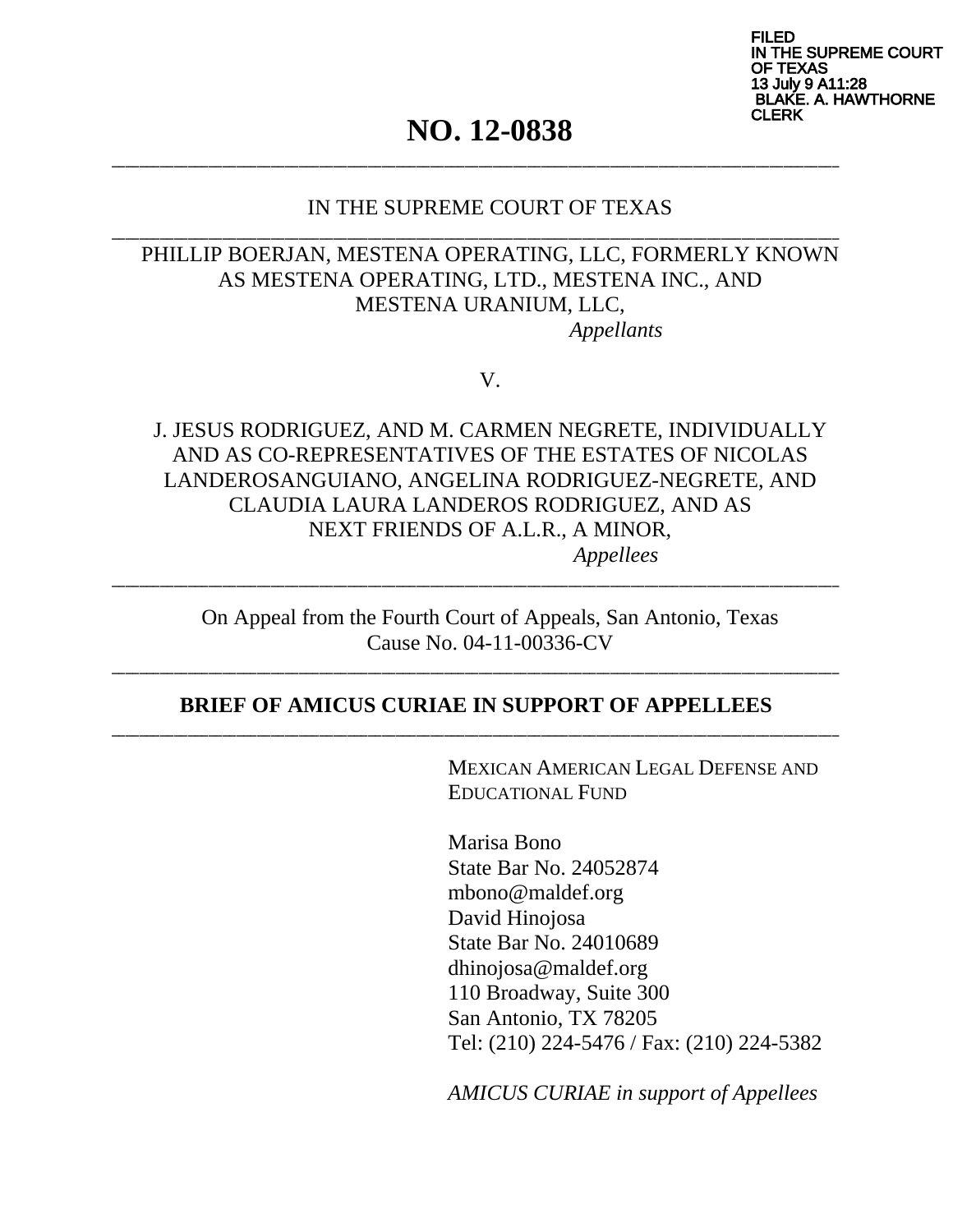FILED
IN THE SUPREME COURT
OF TEXAS
13 July 9 A11:28
BLAKE. A. HAWTHORNE
CLERK

# NO. 12-0838

---

IN THE SUPREME COURT OF TEXAS

---

PHILLIP BOERJAN, MESTENA OPERATING, LLC, FORMERLY KNOWN AS MESTENA OPERATING, LTD., MESTENA INC., AND MESTENA URANIUM, LLC,

*Appellants*

V.

J. JESUS RODRIGUEZ, AND M. CARMEN NEGRETE, INDIVIDUALLY AND AS CO-REPRESENTATIVES OF THE ESTATES OF NICOLAS LANDEROSANGUIANO, ANGELINA RODRIGUEZ-NEGRETE, AND CLAUDIA LAURA LANDEROS RODRIGUEZ, AND AS NEXT FRIENDS OF A.L.R., A MINOR,

*Appellees*

---

On Appeal from the Fourth Court of Appeals, San Antonio, Texas
Cause No. 04-11-00336-CV

---

**BRIEF OF AMICUS CURIAE IN SUPPORT OF APPELLEES**

---

MEXICAN AMERICAN LEGAL DEFENSE AND EDUCATIONAL FUND

Marisa Bono
State Bar No. 24052874
mbono@maldef.org
David Hinojosa
State Bar No. 24010689
dhinojosa@maldef.org
110 Broadway, Suite 300
San Antonio, TX 78205
Tel: (210) 224-5476 / Fax: (210) 224-5382

*AMICUS CURIAE in support of Appellees*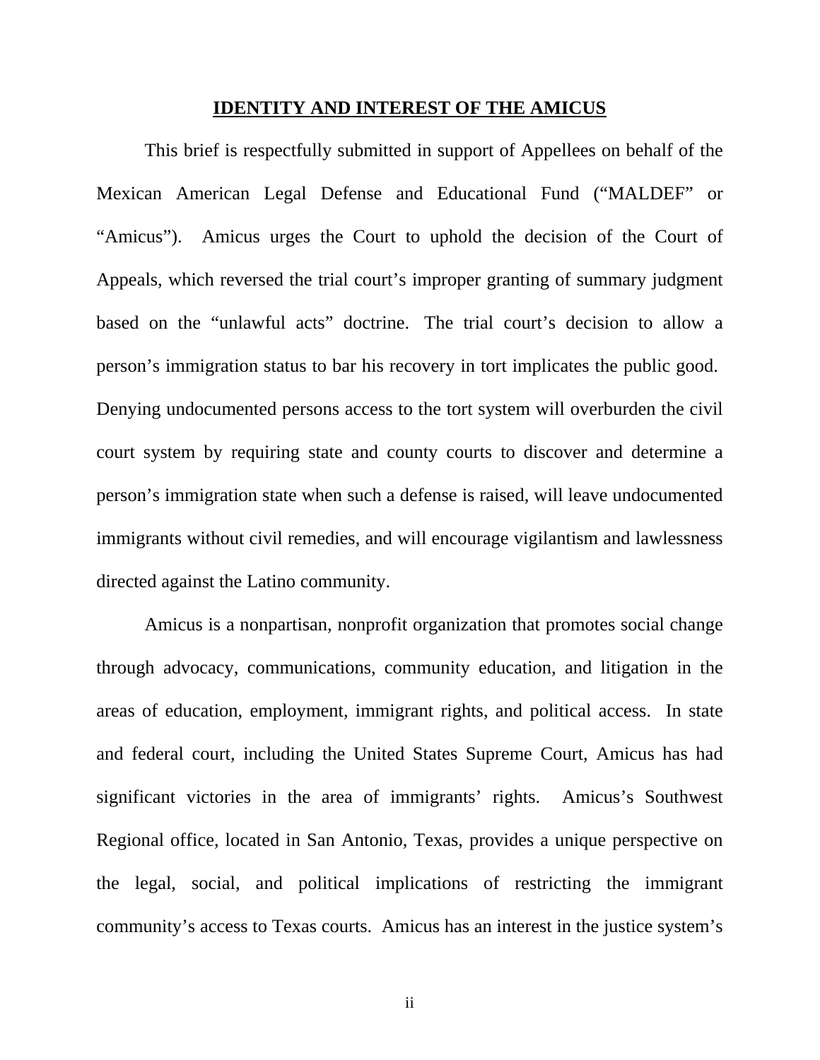**IDENTITY AND INTEREST OF THE AMICUS**

This brief is respectfully submitted in support of Appellees on behalf of the Mexican American Legal Defense and Educational Fund ("MALDEF" or "Amicus"). Amicus urges the Court to uphold the decision of the Court of Appeals, which reversed the trial court's improper granting of summary judgment based on the "unlawful acts" doctrine. The trial court's decision to allow a person's immigration status to bar his recovery in tort implicates the public good. Denying undocumented persons access to the tort system will overburden the civil court system by requiring state and county courts to discover and determine a person's immigration state when such a defense is raised, will leave undocumented immigrants without civil remedies, and will encourage vigilantism and lawlessness directed against the Latino community.

Amicus is a nonpartisan, nonprofit organization that promotes social change through advocacy, communications, community education, and litigation in the areas of education, employment, immigrant rights, and political access. In state and federal court, including the United States Supreme Court, Amicus has had significant victories in the area of immigrants' rights. Amicus's Southwest Regional office, located in San Antonio, Texas, provides a unique perspective on the legal, social, and political implications of restricting the immigrant community's access to Texas courts. Amicus has an interest in the justice system's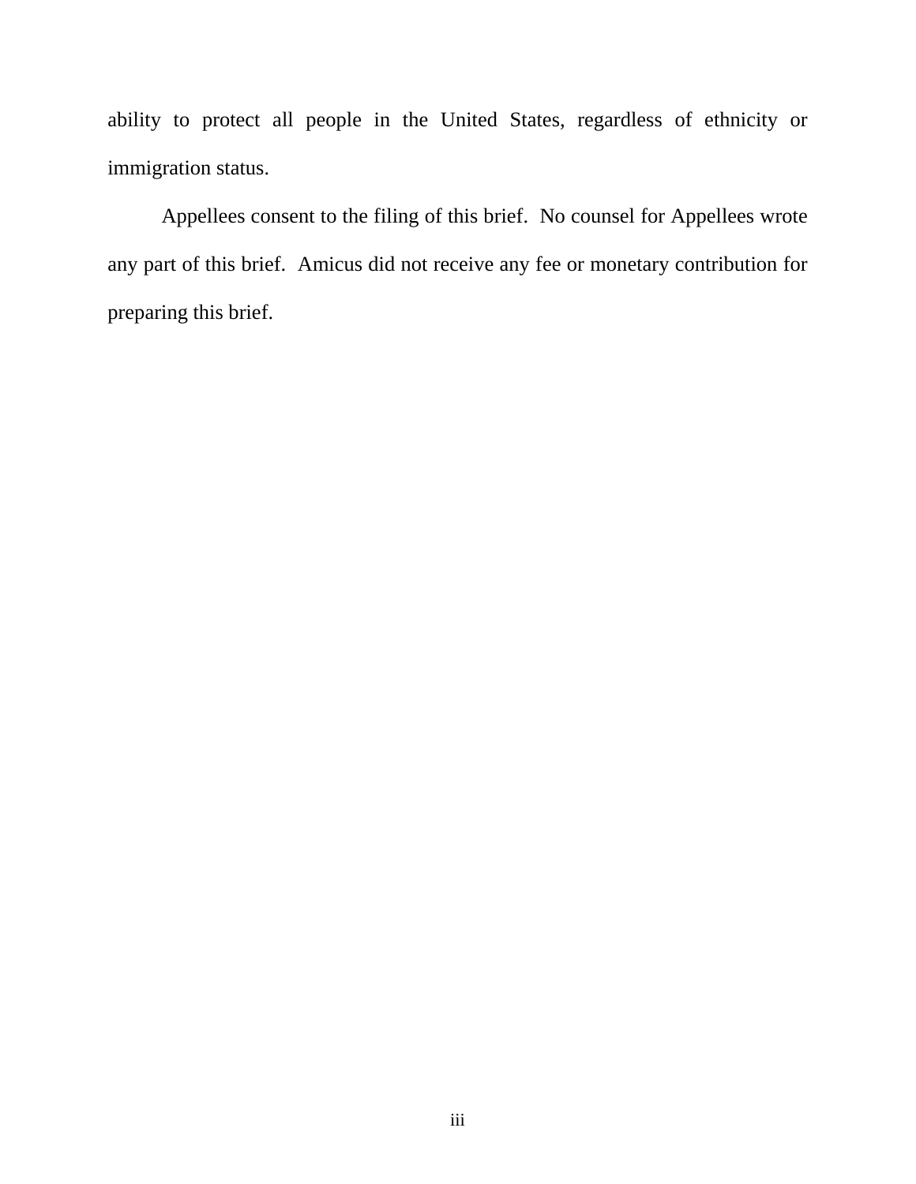ability to protect all people in the United States, regardless of ethnicity or immigration status.

Appellees consent to the filing of this brief. No counsel for Appellees wrote any part of this brief. Amicus did not receive any fee or monetary contribution for preparing this brief.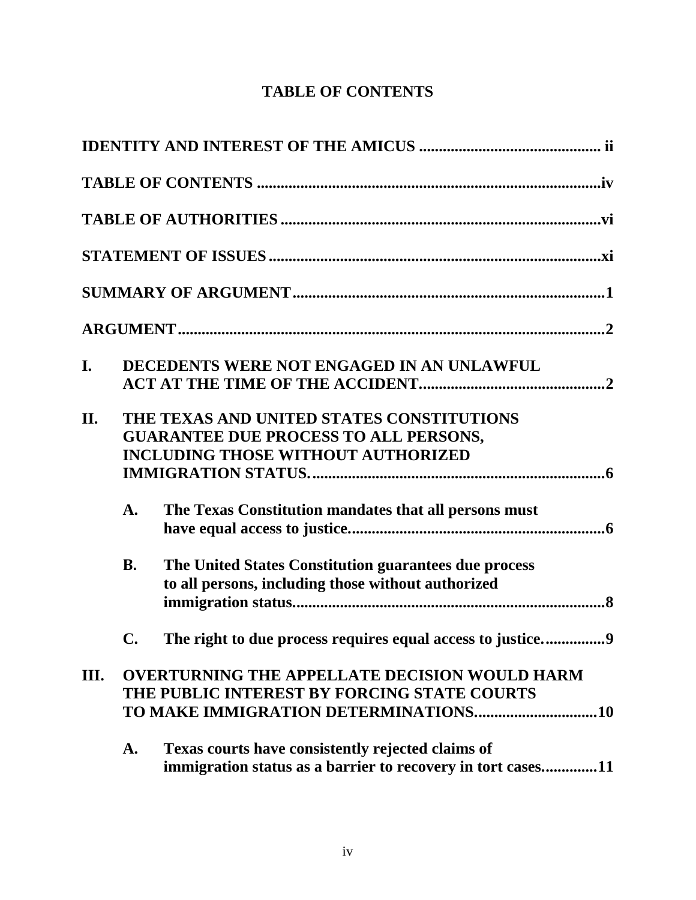# TABLE OF CONTENTS

**IDENTITY AND INTEREST OF THE AMICUS** .............................................. ii

**TABLE OF CONTENTS** ........................................................................iv

**TABLE OF AUTHORITIES** ..................................................................vi

**STATEMENT OF ISSUES** .....................................................................xi

**SUMMARY OF ARGUMENT** ...............................................................1

**ARGUMENT** ............................................................................................2

**I. DECEDENTS WERE NOT ENGAGED IN AN UNLAWFUL ACT AT THE TIME OF THE ACCIDENT** ................................................2

**II. THE TEXAS AND UNITED STATES CONSTITUTIONS GUARANTEE DUE PROCESS TO ALL PERSONS, INCLUDING THOSE WITHOUT AUTHORIZED IMMIGRATION STATUS.** ..........................................................................6

- **A. The Texas Constitution mandates that all persons must have equal access to justice** .................................................................6

- **B. The United States Constitution guarantees due process to all persons, including those without authorized immigration status** ................................................................................8

- **C. The right to due process requires equal access to justice.** ...............9

**III. OVERTURNING THE APPELLATE DECISION WOULD HARM THE PUBLIC INTEREST BY FORCING STATE COURTS TO MAKE IMMIGRATION DETERMINATIONS** ...............................10

- **A. Texas courts have consistently rejected claims of immigration status as a barrier to recovery in tort cases** .............11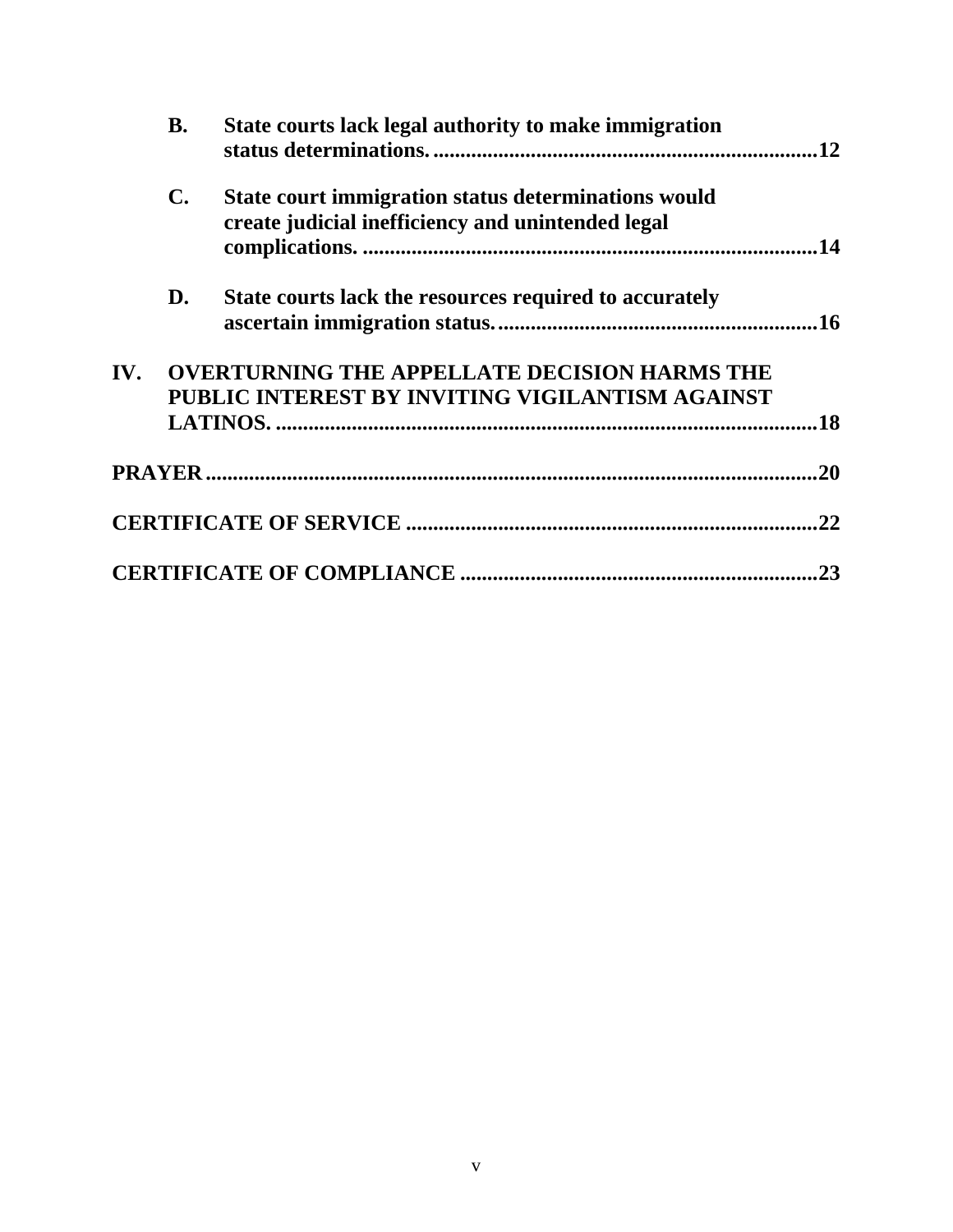**B. State courts lack legal authority to make immigration status determinations. .......... 12**

**C. State court immigration status determinations would create judicial inefficiency and unintended legal complications. .......... 14**

**D. State courts lack the resources required to accurately ascertain immigration status. .......... 16**

**IV. OVERTURNING THE APPELLATE DECISION HARMS THE PUBLIC INTEREST BY INVITING VIGILANTISM AGAINST LATINOS. .......... 18**

**PRAYER .......... 20**

**CERTIFICATE OF SERVICE .......... 22**

**CERTIFICATE OF COMPLIANCE .......... 23**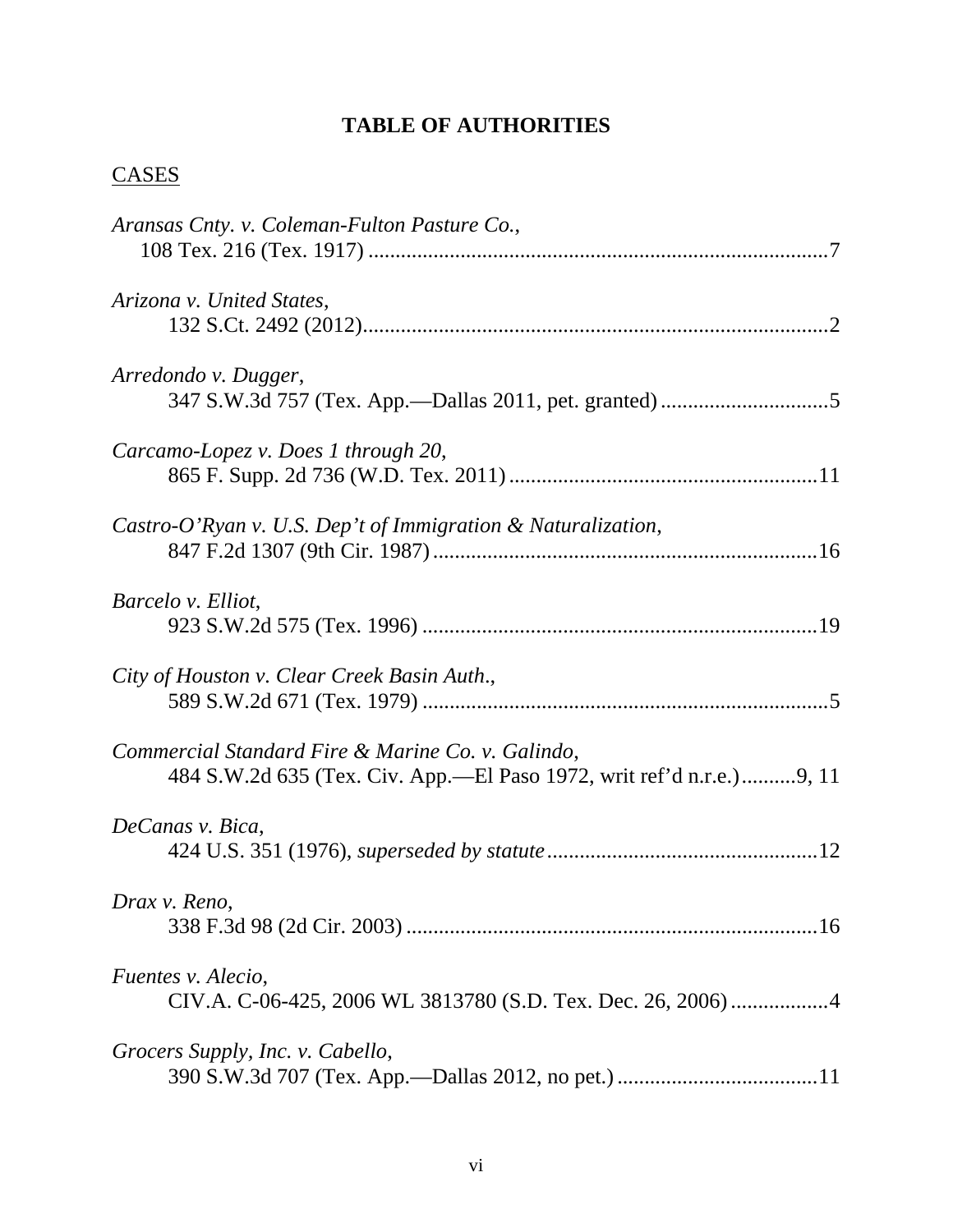## TABLE OF AUTHORITIES

CASES

*Aransas Cnty. v. Coleman-Fulton Pasture Co.*,
108 Tex. 216 (Tex. 1917) ........................................................................................7

*Arizona v. United States*,
132 S.Ct. 2492 (2012)..........................................................................................2

*Arredondo v. Dugger*,
347 S.W.3d 757 (Tex. App.—Dallas 2011, pet. granted) ...............................5

*Carcamo-Lopez v. Does 1 through 20*,
865 F. Supp. 2d 736 (W.D. Tex. 2011) .........................................................11

*Castro-O'Ryan v. U.S. Dep't of Immigration & Naturalization*,
847 F.2d 1307 (9th Cir. 1987) .......................................................................16

*Barcelo v. Elliot*,
923 S.W.2d 575 (Tex. 1996) .........................................................................19

*City of Houston v. Clear Creek Basin Auth.*,
589 S.W.2d 671 (Tex. 1979) ..........................................................................5

*Commercial Standard Fire & Marine Co. v. Galindo*,
484 S.W.2d 635 (Tex. Civ. App.—El Paso 1972, writ ref'd n.r.e.)..........9, 11

*DeCanas v. Bica*,
424 U.S. 351 (1976), *superseded by statute*..................................................12

*Drax v. Reno*,
338 F.3d 98 (2d Cir. 2003) ............................................................................16

*Fuentes v. Alecio*,
CIV.A. C-06-425, 2006 WL 3813780 (S.D. Tex. Dec. 26, 2006) ..................4

*Grocers Supply, Inc. v. Cabello*,
390 S.W.3d 707 (Tex. App.—Dallas 2012, no pet.) .....................................11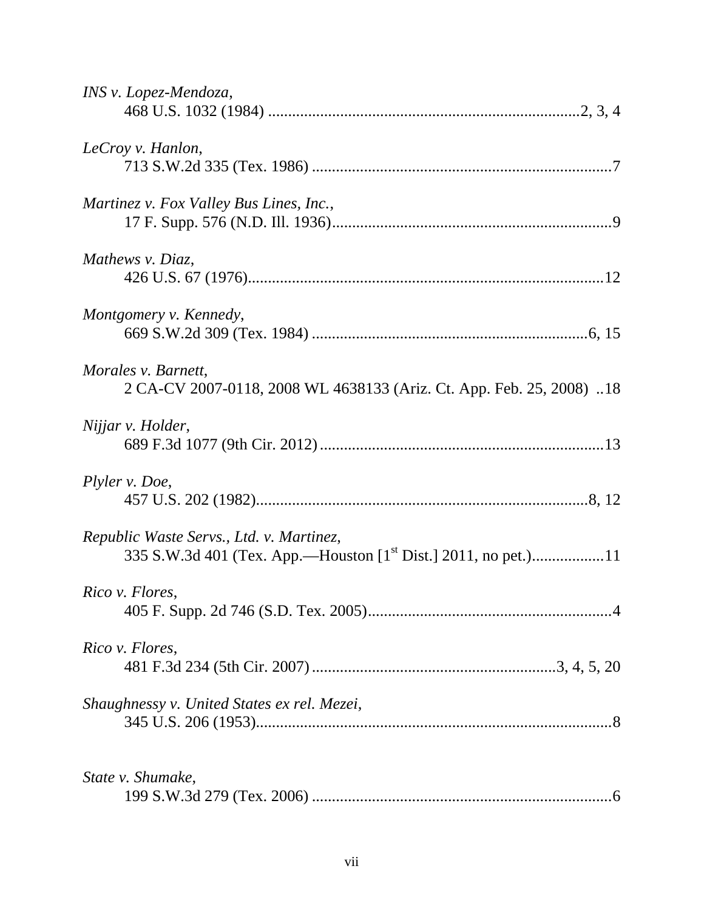*INS v. Lopez-Mendoza*,
468 U.S. 1032 (1984) ............................................................................2, 3, 4

*LeCroy v. Hanlon*,
713 S.W.2d 335 (Tex. 1986) ..........................................................................7

*Martinez v. Fox Valley Bus Lines, Inc.*,
17 F. Supp. 576 (N.D. Ill. 1936).....................................................................9

*Mathews v. Diaz*,
426 U.S. 67 (1976)........................................................................................12

*Montgomery v. Kennedy*,
669 S.W.2d 309 (Tex. 1984) .....................................................................6, 15

*Morales v. Barnett*,
2 CA-CV 2007-0118, 2008 WL 4638133 (Ariz. Ct. App. Feb. 25, 2008) ..18

*Nijjar v. Holder*,
689 F.3d 1077 (9th Cir. 2012) ......................................................................13

*Plyler v. Doe*,
457 U.S. 202 (1982)..................................................................................8, 12

*Republic Waste Servs., Ltd. v. Martinez*,
335 S.W.3d 401 (Tex. App.—Houston [1st Dist.] 2011, no pet.).................11

*Rico v. Flores*,
405 F. Supp. 2d 746 (S.D. Tex. 2005).............................................................4

*Rico v. Flores*,
481 F.3d 234 (5th Cir. 2007) ............................................................3, 4, 5, 20

*Shaughnessy v. United States ex rel. Mezei*,
345 U.S. 206 (1953).........................................................................................8

*State v. Shumake*,
199 S.W.3d 279 (Tex. 2006) ...........................................................................6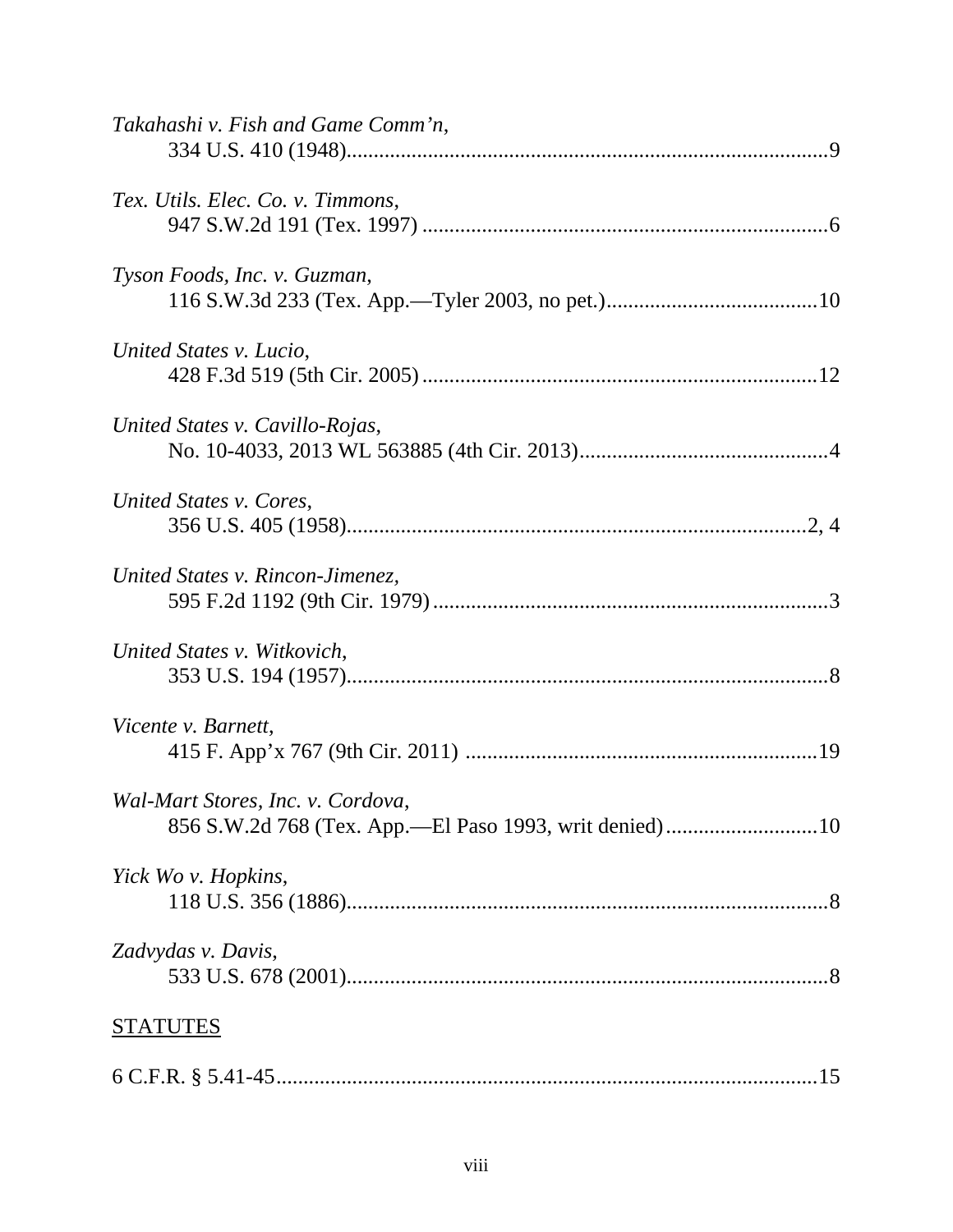*Takahashi v. Fish and Game Comm'n*,
334 U.S. 410 (1948)........................................................................................9

*Tex. Utils. Elec. Co. v. Timmons*,
947 S.W.2d 191 (Tex. 1997) ..........................................................................6

*Tyson Foods, Inc. v. Guzman*,
116 S.W.3d 233 (Tex. App.—Tyler 2003, no pet.).......................................10

*United States v. Lucio*,
428 F.3d 519 (5th Cir. 2005) .........................................................................12

*United States v. Cavillo-Rojas*,
No. 10-4033, 2013 WL 563885 (4th Cir. 2013)..............................................4

*United States v. Cores*,
356 U.S. 405 (1958)....................................................................................2, 4

*United States v. Rincon-Jimenez*,
595 F.2d 1192 (9th Cir. 1979) ........................................................................3

*United States v. Witkovich*,
353 U.S. 194 (1957)........................................................................................8

*Vicente v. Barnett*,
415 F. App'x 767 (9th Cir. 2011) .................................................................19

*Wal-Mart Stores, Inc. v. Cordova*,
856 S.W.2d 768 (Tex. App.—El Paso 1993, writ denied)............................10

*Yick Wo v. Hopkins*,
118 U.S. 356 (1886)........................................................................................8

*Zadvydas v. Davis*,
533 U.S. 678 (2001)........................................................................................8

STATUTES

6 C.F.R. § 5.41-45...................................................................................................15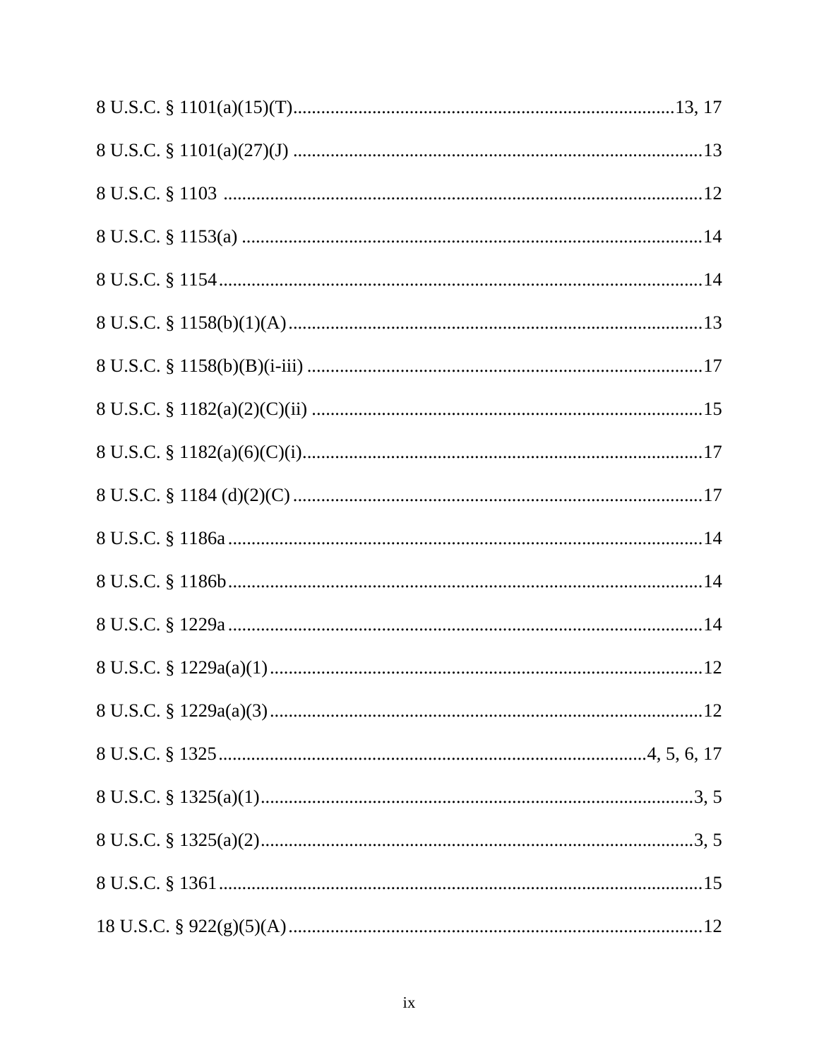8 U.S.C. § 1101(a)(15)(T) ....................................................................................13, 17

8 U.S.C. § 1101(a)(27)(J) ..........................................................................................13

8 U.S.C. § 1103 ..........................................................................................................12

8 U.S.C. § 1153(a) ......................................................................................................14

8 U.S.C. § 1154 ..........................................................................................................14

8 U.S.C. § 1158(b)(1)(A) ...........................................................................................13

8 U.S.C. § 1158(b)(B)(i-iii) .......................................................................................17

8 U.S.C. § 1182(a)(2)(C)(ii) .......................................................................................15

8 U.S.C. § 1182(a)(6)(C)(i) ........................................................................................17

8 U.S.C. § 1184 (d)(2)(C) ...........................................................................................17

8 U.S.C. § 1186a ........................................................................................................14

8 U.S.C. § 1186b ........................................................................................................14

8 U.S.C. § 1229a ........................................................................................................14

8 U.S.C. § 1229a(a)(1) ...............................................................................................12

8 U.S.C. § 1229a(a)(3) ...............................................................................................12

8 U.S.C. § 1325 .............................................................................................4, 5, 6, 17

8 U.S.C. § 1325(a)(1) ................................................................................................3, 5

8 U.S.C. § 1325(a)(2) ................................................................................................3, 5

8 U.S.C. § 1361 ..........................................................................................................15

18 U.S.C. § 922(g)(5)(A) ...........................................................................................12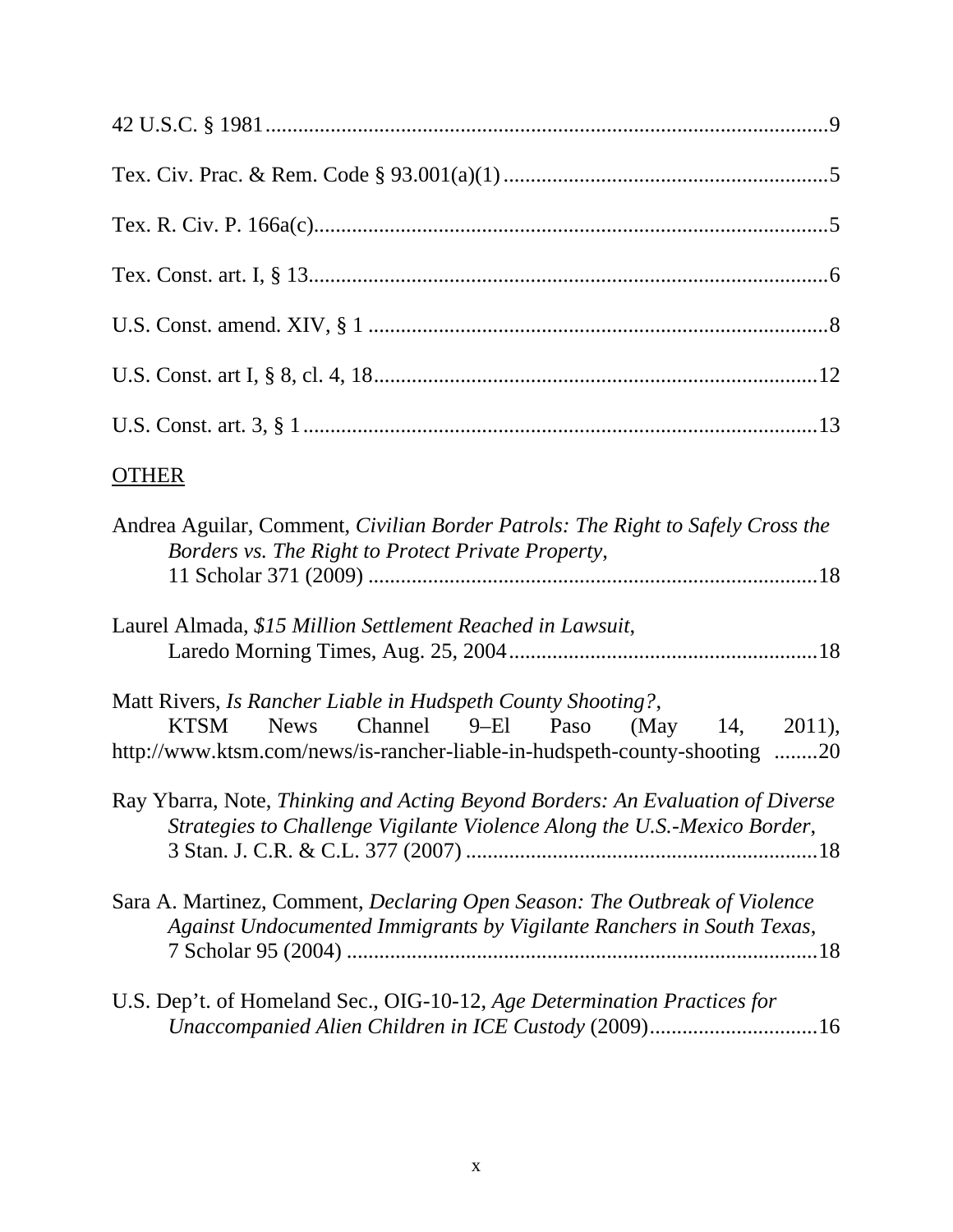42 U.S.C. § 1981........................................................................................................9

Tex. Civ. Prac. & Rem. Code § 93.001(a)(1)...........................................................5

Tex. R. Civ. P. 166a(c)..............................................................................................5

Tex. Const. art. I, § 13...............................................................................................6

U.S. Const. amend. XIV, § 1 ....................................................................................8

U.S. Const. art I, § 8, cl. 4, 18.................................................................................12

U.S. Const. art. 3, § 1..............................................................................................13

<u>OTHER</u>

Andrea Aguilar, Comment, *Civilian Border Patrols: The Right to Safely Cross the Borders vs. The Right to Protect Private Property*, 11 Scholar 371 (2009) ..................................................................................18

Laurel Almada, *$15 Million Settlement Reached in Lawsuit*, Laredo Morning Times, Aug. 25, 2004.........................................................18

Matt Rivers, *Is Rancher Liable in Hudspeth County Shooting?*, KTSM News Channel 9–El Paso (May 14, 2011), http://www.ktsm.com/news/is-rancher-liable-in-hudspeth-county-shooting ........20

Ray Ybarra, Note, *Thinking and Acting Beyond Borders: An Evaluation of Diverse Strategies to Challenge Vigilante Violence Along the U.S.-Mexico Border*, 3 Stan. J. C.R. & C.L. 377 (2007) ................................................................18

Sara A. Martinez, Comment, *Declaring Open Season: The Outbreak of Violence Against Undocumented Immigrants by Vigilante Ranchers in South Texas*, 7 Scholar 95 (2004) ......................................................................................18

U.S. Dep't. of Homeland Sec., OIG-10-12, *Age Determination Practices for Unaccompanied Alien Children in ICE Custody* (2009)...............................16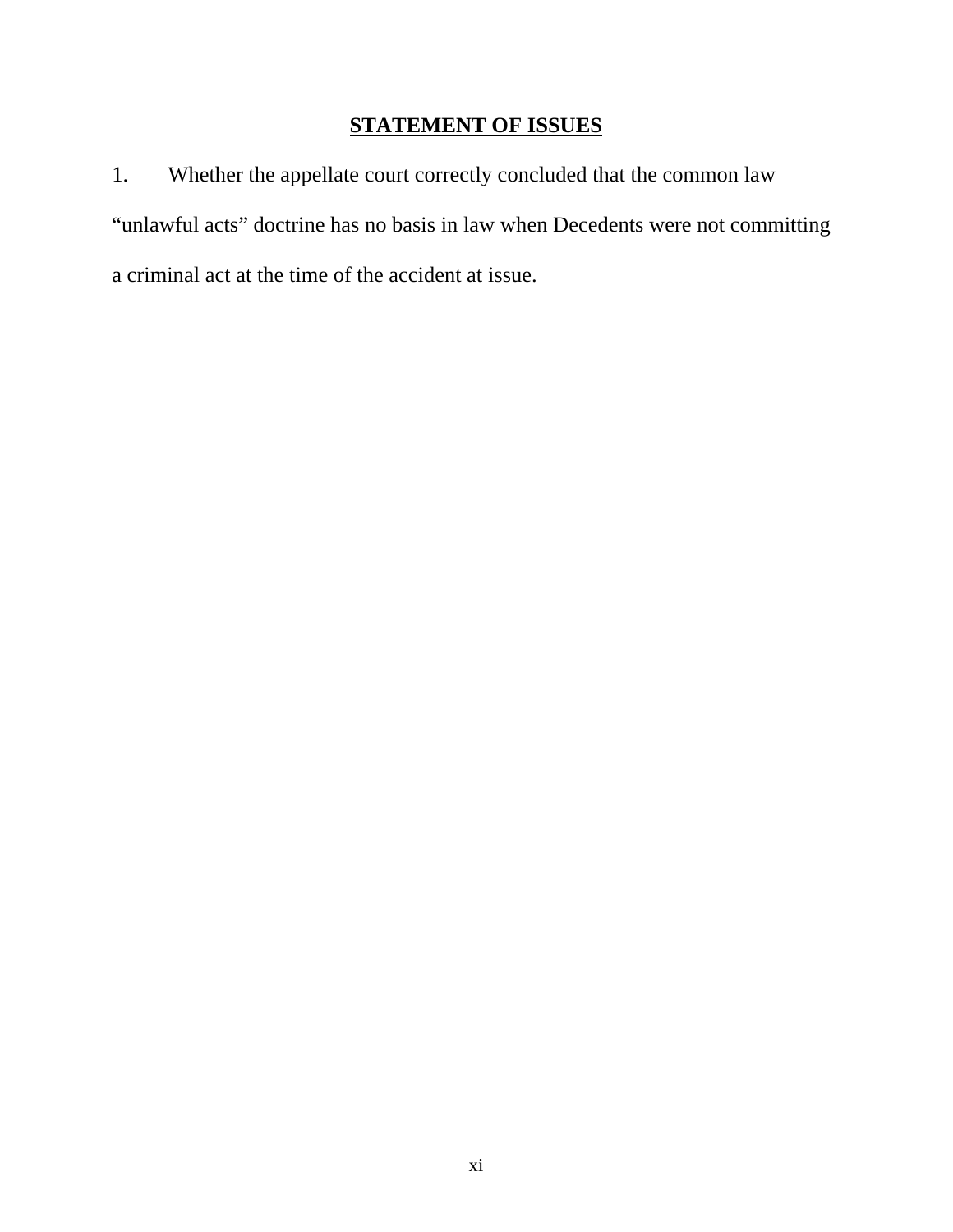## STATEMENT OF ISSUES

1. Whether the appellate court correctly concluded that the common law "unlawful acts" doctrine has no basis in law when Decedents were not committing a criminal act at the time of the accident at issue.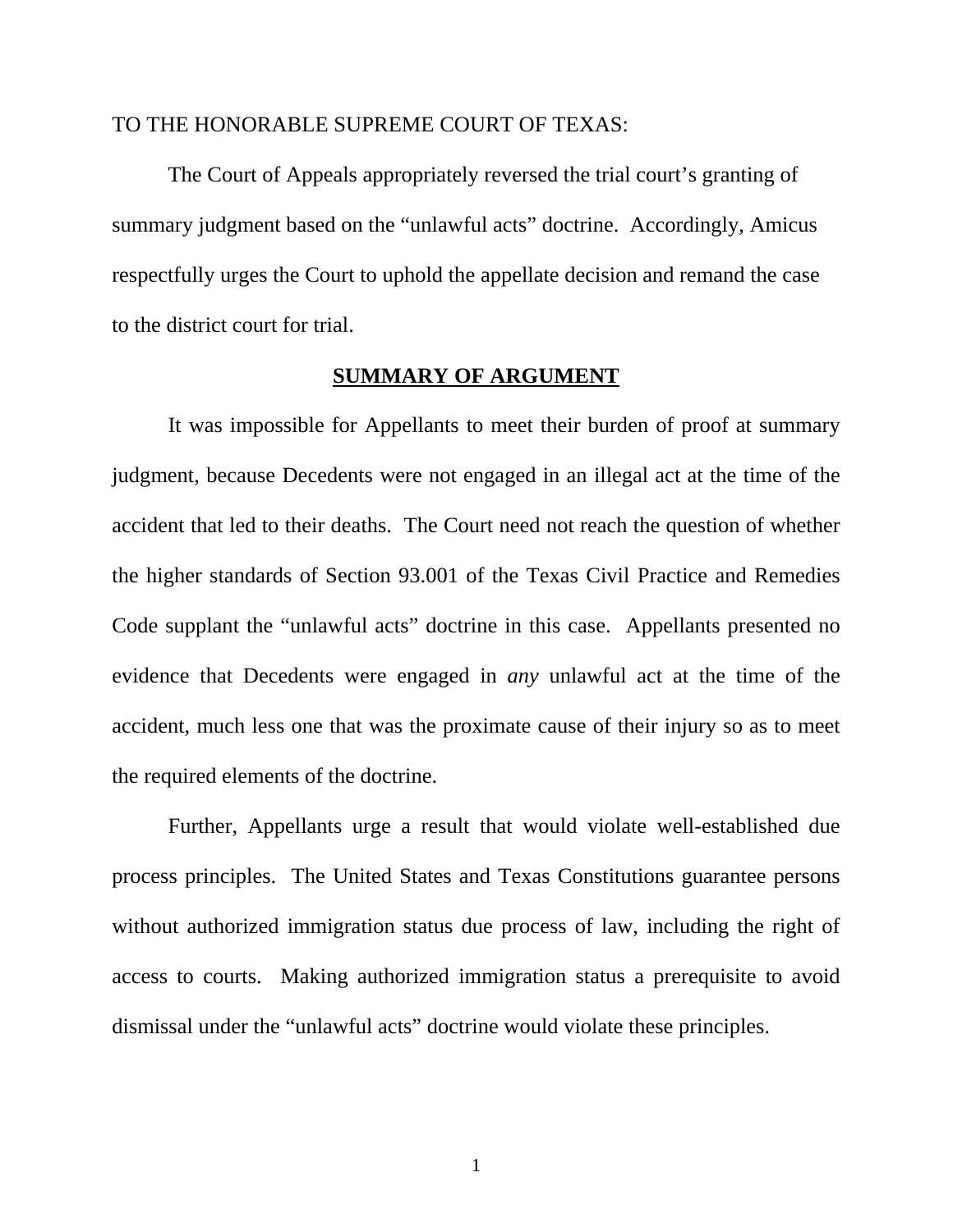TO THE HONORABLE SUPREME COURT OF TEXAS:

The Court of Appeals appropriately reversed the trial court's granting of summary judgment based on the "unlawful acts" doctrine. Accordingly, Amicus respectfully urges the Court to uphold the appellate decision and remand the case to the district court for trial.

## SUMMARY OF ARGUMENT

It was impossible for Appellants to meet their burden of proof at summary judgment, because Decedents were not engaged in an illegal act at the time of the accident that led to their deaths. The Court need not reach the question of whether the higher standards of Section 93.001 of the Texas Civil Practice and Remedies Code supplant the "unlawful acts" doctrine in this case. Appellants presented no evidence that Decedents were engaged in *any* unlawful act at the time of the accident, much less one that was the proximate cause of their injury so as to meet the required elements of the doctrine.

Further, Appellants urge a result that would violate well-established due process principles. The United States and Texas Constitutions guarantee persons without authorized immigration status due process of law, including the right of access to courts. Making authorized immigration status a prerequisite to avoid dismissal under the "unlawful acts" doctrine would violate these principles.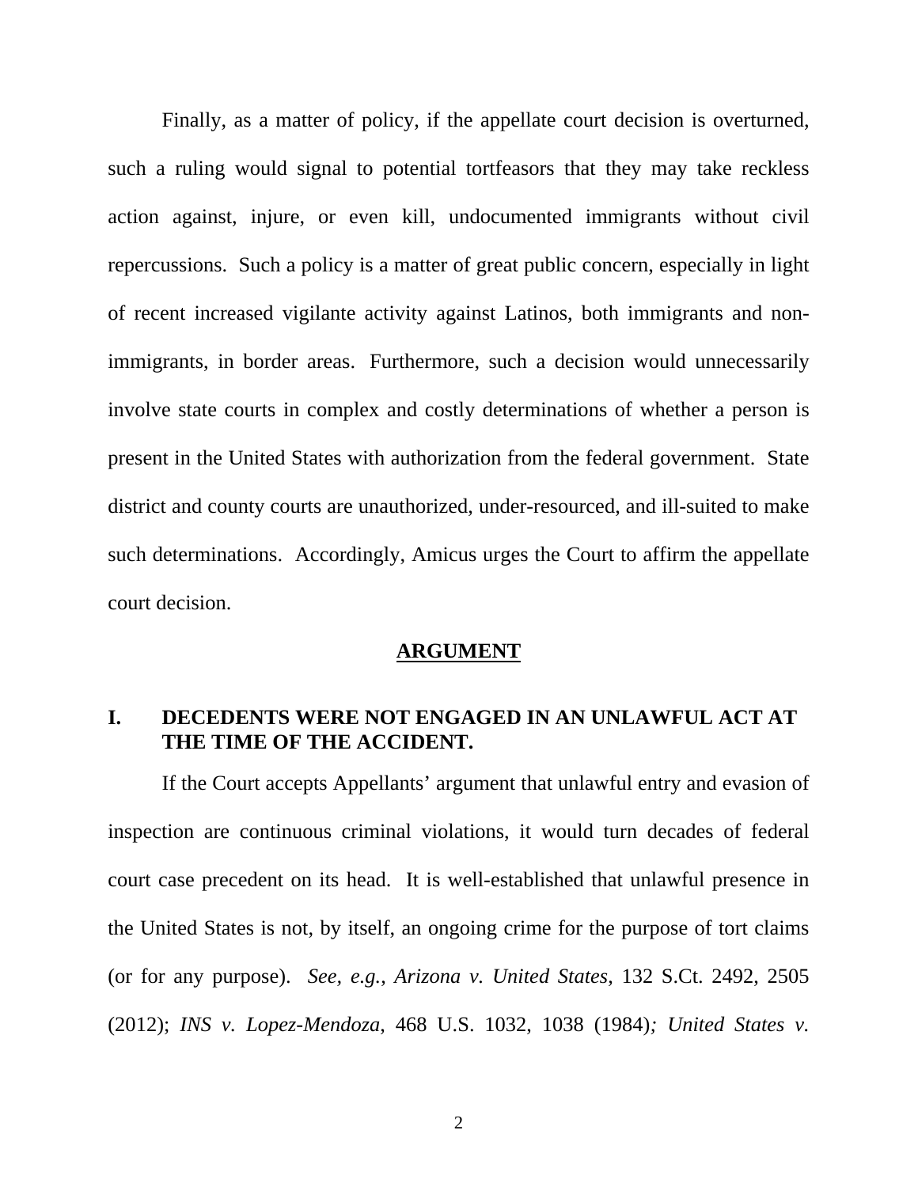Finally, as a matter of policy, if the appellate court decision is overturned, such a ruling would signal to potential tortfeasors that they may take reckless action against, injure, or even kill, undocumented immigrants without civil repercussions. Such a policy is a matter of great public concern, especially in light of recent increased vigilante activity against Latinos, both immigrants and non-immigrants, in border areas. Furthermore, such a decision would unnecessarily involve state courts in complex and costly determinations of whether a person is present in the United States with authorization from the federal government. State district and county courts are unauthorized, under-resourced, and ill-suited to make such determinations. Accordingly, Amicus urges the Court to affirm the appellate court decision.

## ARGUMENT

### I. DECEDENTS WERE NOT ENGAGED IN AN UNLAWFUL ACT AT THE TIME OF THE ACCIDENT.

If the Court accepts Appellants' argument that unlawful entry and evasion of inspection are continuous criminal violations, it would turn decades of federal court case precedent on its head. It is well-established that unlawful presence in the United States is not, by itself, an ongoing crime for the purpose of tort claims (or for any purpose). *See, e.g.*, *Arizona v. United States*, 132 S.Ct. 2492, 2505 (2012); *INS v. Lopez-Mendoza*, 468 U.S. 1032, 1038 (1984)*; United States v.*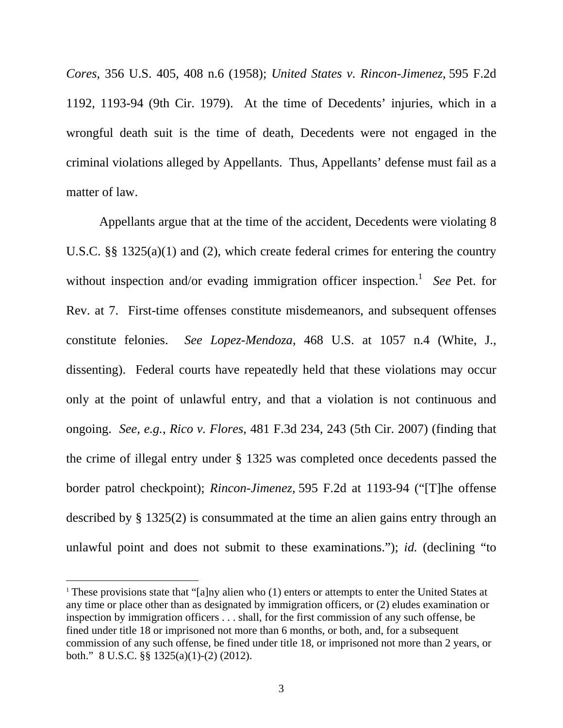*Cores*, 356 U.S. 405, 408 n.6 (1958); *United States v. Rincon-Jimenez*, 595 F.2d 1192, 1193-94 (9th Cir. 1979). At the time of Decedents' injuries, which in a wrongful death suit is the time of death, Decedents were not engaged in the criminal violations alleged by Appellants. Thus, Appellants' defense must fail as a matter of law.

Appellants argue that at the time of the accident, Decedents were violating 8 U.S.C. §§ 1325(a)(1) and (2), which create federal crimes for entering the country without inspection and/or evading immigration officer inspection.[1] *See* Pet. for Rev. at 7. First-time offenses constitute misdemeanors, and subsequent offenses constitute felonies. *See Lopez-Mendoza*, 468 U.S. at 1057 n.4 (White, J., dissenting). Federal courts have repeatedly held that these violations may occur only at the point of unlawful entry, and that a violation is not continuous and ongoing. *See, e.g.*, *Rico v. Flores*, 481 F.3d 234, 243 (5th Cir. 2007) (finding that the crime of illegal entry under § 1325 was completed once decedents passed the border patrol checkpoint); *Rincon-Jimenez*, 595 F.2d at 1193-94 ("[T]he offense described by § 1325(2) is consummated at the time an alien gains entry through an unlawful point and does not submit to these examinations."); *id.* (declining "to

---

[1] These provisions state that "[a]ny alien who (1) enters or attempts to enter the United States at any time or place other than as designated by immigration officers, or (2) eludes examination or inspection by immigration officers . . . shall, for the first commission of any such offense, be fined under title 18 or imprisoned not more than 6 months, or both, and, for a subsequent commission of any such offense, be fined under title 18, or imprisoned not more than 2 years, or both." 8 U.S.C. §§ 1325(a)(1)-(2) (2012).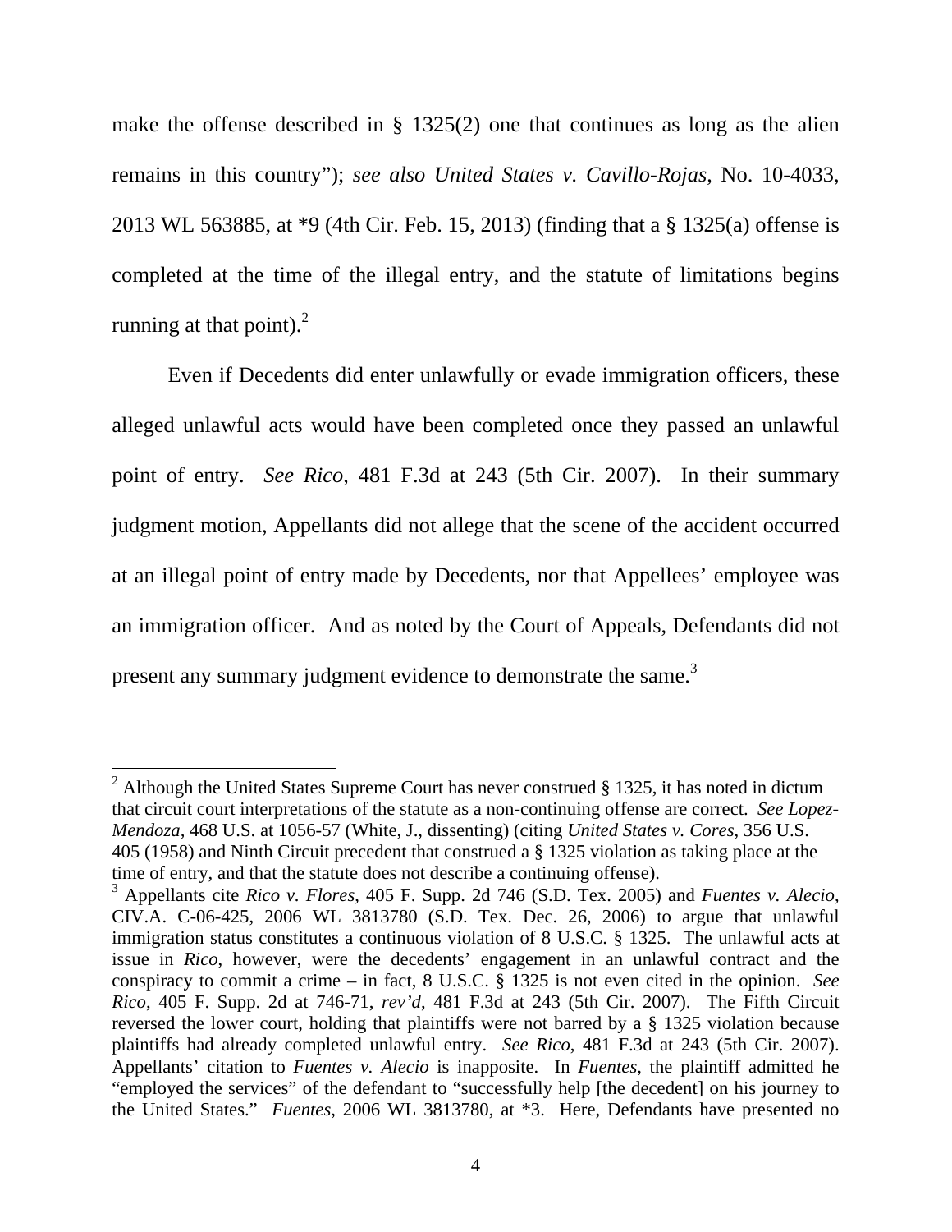make the offense described in § 1325(2) one that continues as long as the alien remains in this country"); *see also United States v. Cavillo-Rojas*, No. 10-4033, 2013 WL 563885, at *9 (4th Cir. Feb. 15, 2013) (finding that a § 1325(a) offense is completed at the time of the illegal entry, and the statute of limitations begins running at that point).[2]

Even if Decedents did enter unlawfully or evade immigration officers, these alleged unlawful acts would have been completed once they passed an unlawful point of entry. *See Rico*, 481 F.3d at 243 (5th Cir. 2007). In their summary judgment motion, Appellants did not allege that the scene of the accident occurred at an illegal point of entry made by Decedents, nor that Appellees' employee was an immigration officer. And as noted by the Court of Appeals, Defendants did not present any summary judgment evidence to demonstrate the same.[3]

---

[2] Although the United States Supreme Court has never construed § 1325, it has noted in dictum that circuit court interpretations of the statute as a non-continuing offense are correct. *See Lopez-Mendoza*, 468 U.S. at 1056-57 (White, J., dissenting) (citing *United States v. Cores*, 356 U.S. 405 (1958) and Ninth Circuit precedent that construed a § 1325 violation as taking place at the time of entry, and that the statute does not describe a continuing offense).

[3] Appellants cite *Rico v. Flores*, 405 F. Supp. 2d 746 (S.D. Tex. 2005) and *Fuentes v. Alecio*, CIV.A. C-06-425, 2006 WL 3813780 (S.D. Tex. Dec. 26, 2006) to argue that unlawful immigration status constitutes a continuous violation of 8 U.S.C. § 1325. The unlawful acts at issue in *Rico*, however, were the decedents' engagement in an unlawful contract and the conspiracy to commit a crime – in fact, 8 U.S.C. § 1325 is not even cited in the opinion. *See Rico*, 405 F. Supp. 2d at 746-71, *rev'd*, 481 F.3d at 243 (5th Cir. 2007). The Fifth Circuit reversed the lower court, holding that plaintiffs were not barred by a § 1325 violation because plaintiffs had already completed unlawful entry. *See Rico*, 481 F.3d at 243 (5th Cir. 2007). Appellants' citation to *Fuentes v. Alecio* is inapposite. In *Fuentes*, the plaintiff admitted he "employed the services" of the defendant to "successfully help [the decedent] on his journey to the United States." *Fuentes*, 2006 WL 3813780, at *3. Here, Defendants have presented no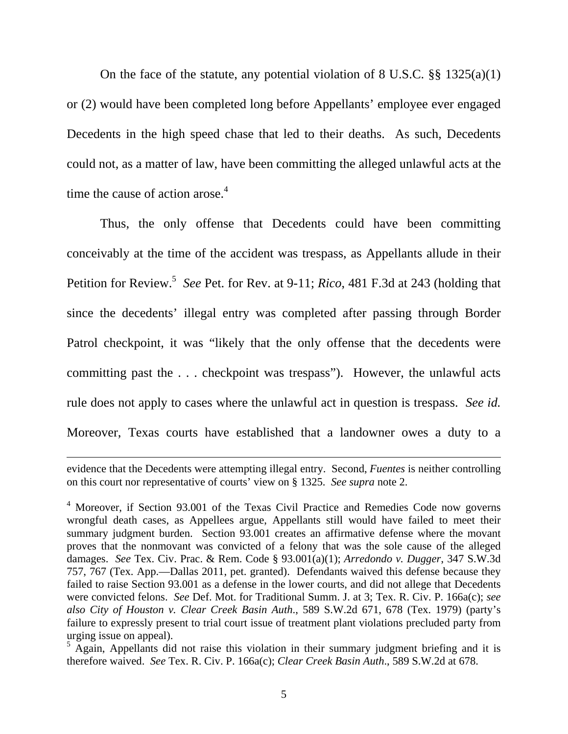On the face of the statute, any potential violation of 8 U.S.C. §§ 1325(a)(1) or (2) would have been completed long before Appellants' employee ever engaged Decedents in the high speed chase that led to their deaths. As such, Decedents could not, as a matter of law, have been committing the alleged unlawful acts at the time the cause of action arose.[4]

Thus, the only offense that Decedents could have been committing conceivably at the time of the accident was trespass, as Appellants allude in their Petition for Review.[5] *See* Pet. for Rev. at 9-11; *Rico*, 481 F.3d at 243 (holding that since the decedents' illegal entry was completed after passing through Border Patrol checkpoint, it was "likely that the only offense that the decedents were committing past the . . . checkpoint was trespass"). However, the unlawful acts rule does not apply to cases where the unlawful act in question is trespass. *See id.* Moreover, Texas courts have established that a landowner owes a duty to a

---

evidence that the Decedents were attempting illegal entry. Second, *Fuentes* is neither controlling on this court nor representative of courts' view on § 1325. *See supra* note 2.

[4] Moreover, if Section 93.001 of the Texas Civil Practice and Remedies Code now governs wrongful death cases, as Appellees argue, Appellants still would have failed to meet their summary judgment burden. Section 93.001 creates an affirmative defense where the movant proves that the nonmovant was convicted of a felony that was the sole cause of the alleged damages. *See* Tex. Civ. Prac. & Rem. Code § 93.001(a)(1); *Arredondo v. Dugger*, 347 S.W.3d 757, 767 (Tex. App.—Dallas 2011, pet. granted). Defendants waived this defense because they failed to raise Section 93.001 as a defense in the lower courts, and did not allege that Decedents were convicted felons. *See* Def. Mot. for Traditional Summ. J. at 3; Tex. R. Civ. P. 166a(c); *see also City of Houston v. Clear Creek Basin Auth*., 589 S.W.2d 671, 678 (Tex. 1979) (party's failure to expressly present to trial court issue of treatment plant violations precluded party from urging issue on appeal).

[5] Again, Appellants did not raise this violation in their summary judgment briefing and it is therefore waived. *See* Tex. R. Civ. P. 166a(c); *Clear Creek Basin Auth*., 589 S.W.2d at 678.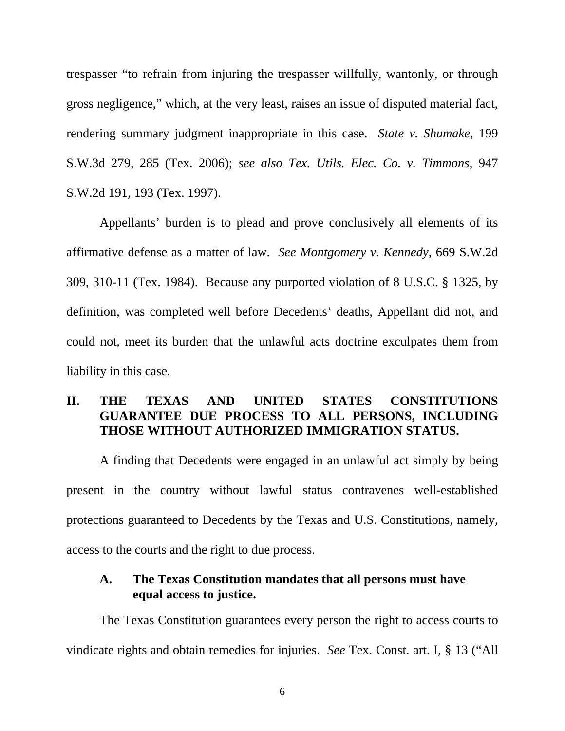trespasser "to refrain from injuring the trespasser willfully, wantonly, or through gross negligence," which, at the very least, raises an issue of disputed material fact, rendering summary judgment inappropriate in this case. *State v. Shumake*, 199 S.W.3d 279, 285 (Tex. 2006); *see also Tex. Utils. Elec. Co. v. Timmons*, 947 S.W.2d 191, 193 (Tex. 1997).

Appellants' burden is to plead and prove conclusively all elements of its affirmative defense as a matter of law. *See Montgomery v. Kennedy*, 669 S.W.2d 309, 310-11 (Tex. 1984). Because any purported violation of 8 U.S.C. § 1325, by definition, was completed well before Decedents' deaths, Appellant did not, and could not, meet its burden that the unlawful acts doctrine exculpates them from liability in this case.

## II. THE TEXAS AND UNITED STATES CONSTITUTIONS GUARANTEE DUE PROCESS TO ALL PERSONS, INCLUDING THOSE WITHOUT AUTHORIZED IMMIGRATION STATUS.

A finding that Decedents were engaged in an unlawful act simply by being present in the country without lawful status contravenes well-established protections guaranteed to Decedents by the Texas and U.S. Constitutions, namely, access to the courts and the right to due process.

### A. The Texas Constitution mandates that all persons must have equal access to justice.

The Texas Constitution guarantees every person the right to access courts to vindicate rights and obtain remedies for injuries. *See* Tex. Const. art. I, § 13 ("All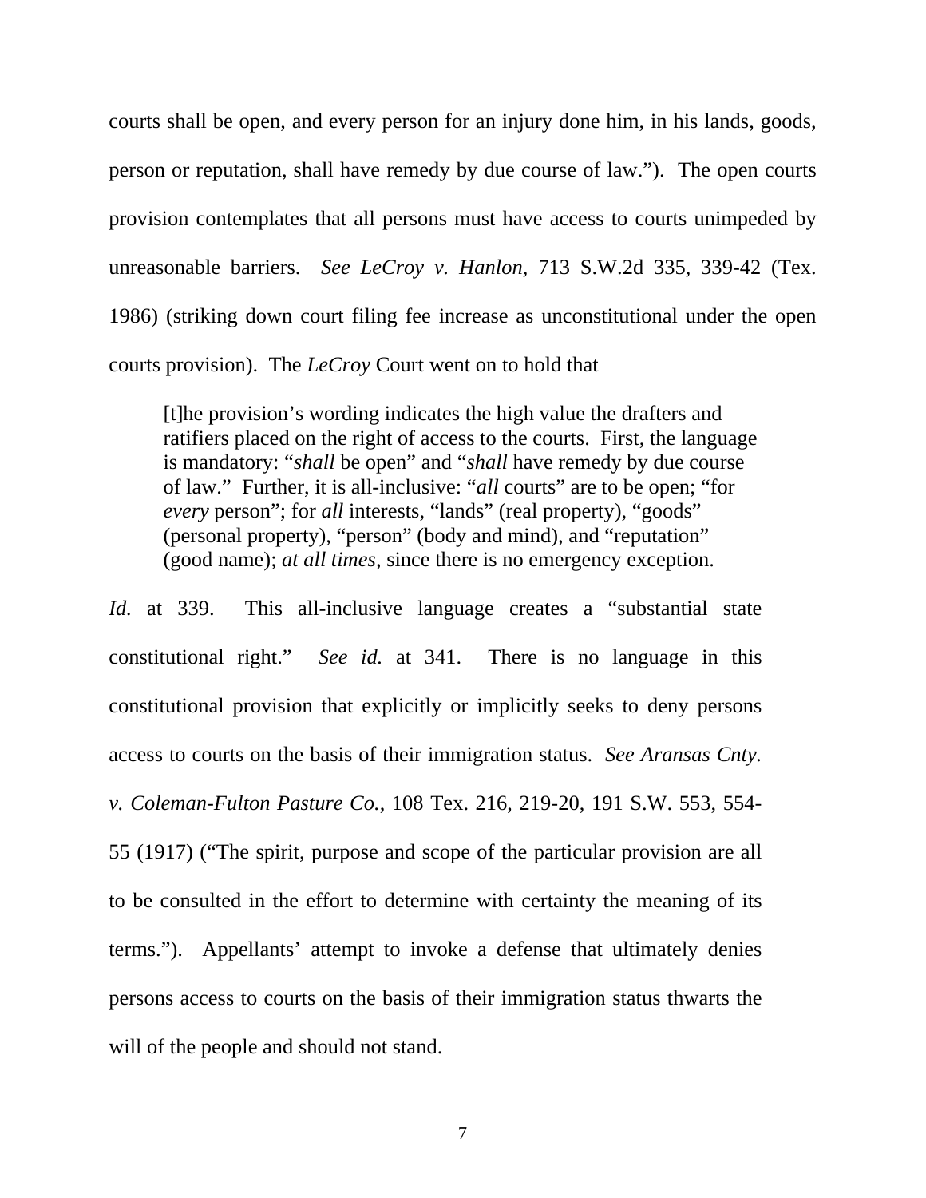courts shall be open, and every person for an injury done him, in his lands, goods, person or reputation, shall have remedy by due course of law."). The open courts provision contemplates that all persons must have access to courts unimpeded by unreasonable barriers. *See LeCroy v. Hanlon*, 713 S.W.2d 335, 339-42 (Tex. 1986) (striking down court filing fee increase as unconstitutional under the open courts provision). The *LeCroy* Court went on to hold that

> [t]he provision's wording indicates the high value the drafters and ratifiers placed on the right of access to the courts. First, the language is mandatory: "*shall* be open" and "*shall* have remedy by due course of law." Further, it is all-inclusive: "*all* courts" are to be open; "for *every* person"; for *all* interests, "lands" (real property), "goods" (personal property), "person" (body and mind), and "reputation" (good name); *at all times*, since there is no emergency exception.

*Id.* at 339. This all-inclusive language creates a "substantial state constitutional right." *See id.* at 341. There is no language in this constitutional provision that explicitly or implicitly seeks to deny persons access to courts on the basis of their immigration status. *See Aransas Cnty. v. Coleman-Fulton Pasture Co.*, 108 Tex. 216, 219-20, 191 S.W. 553, 554-55 (1917) ("The spirit, purpose and scope of the particular provision are all to be consulted in the effort to determine with certainty the meaning of its terms."). Appellants' attempt to invoke a defense that ultimately denies persons access to courts on the basis of their immigration status thwarts the will of the people and should not stand.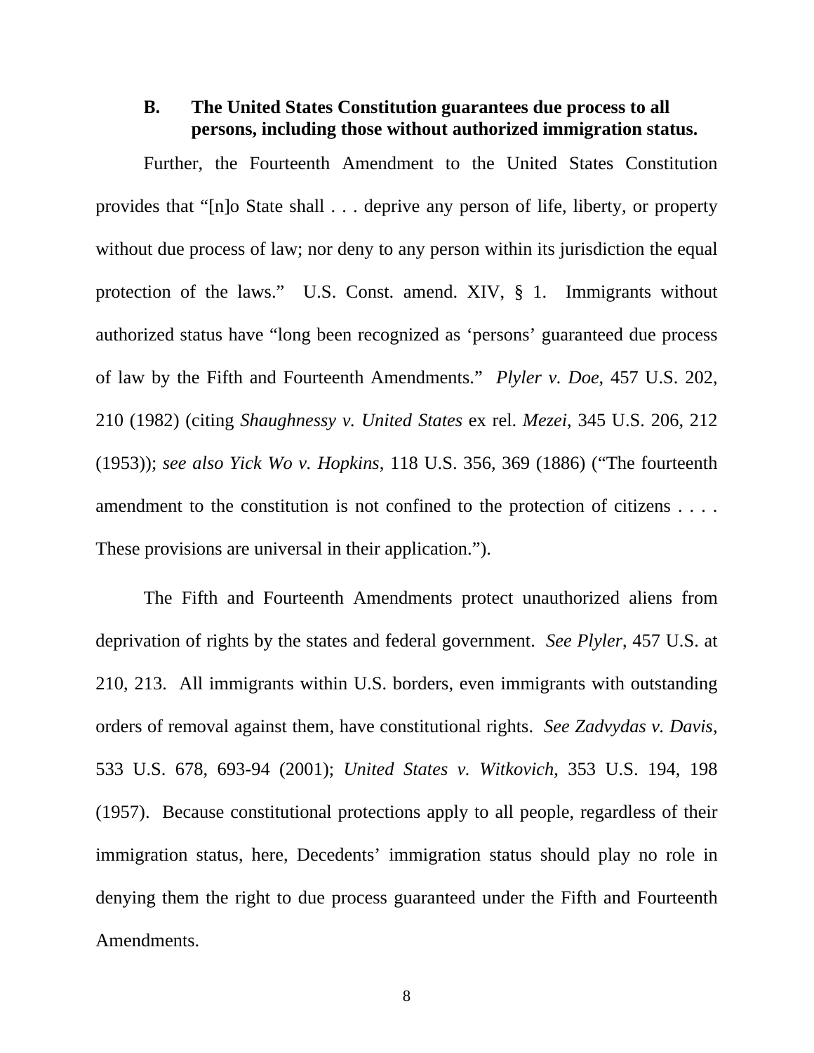### B. The United States Constitution guarantees due process to all persons, including those without authorized immigration status.

Further, the Fourteenth Amendment to the United States Constitution provides that "[n]o State shall . . . deprive any person of life, liberty, or property without due process of law; nor deny to any person within its jurisdiction the equal protection of the laws." U.S. Const. amend. XIV, § 1. Immigrants without authorized status have "long been recognized as 'persons' guaranteed due process of law by the Fifth and Fourteenth Amendments." *Plyler v. Doe*, 457 U.S. 202, 210 (1982) (citing *Shaughnessy v. United States* ex rel. *Mezei*, 345 U.S. 206, 212 (1953)); *see also Yick Wo v. Hopkins*, 118 U.S. 356, 369 (1886) ("The fourteenth amendment to the constitution is not confined to the protection of citizens . . . . These provisions are universal in their application.").

The Fifth and Fourteenth Amendments protect unauthorized aliens from deprivation of rights by the states and federal government. *See Plyler*, 457 U.S. at 210, 213. All immigrants within U.S. borders, even immigrants with outstanding orders of removal against them, have constitutional rights. *See Zadvydas v. Davis*, 533 U.S. 678, 693-94 (2001); *United States v. Witkovich*, 353 U.S. 194, 198 (1957). Because constitutional protections apply to all people, regardless of their immigration status, here, Decedents' immigration status should play no role in denying them the right to due process guaranteed under the Fifth and Fourteenth Amendments.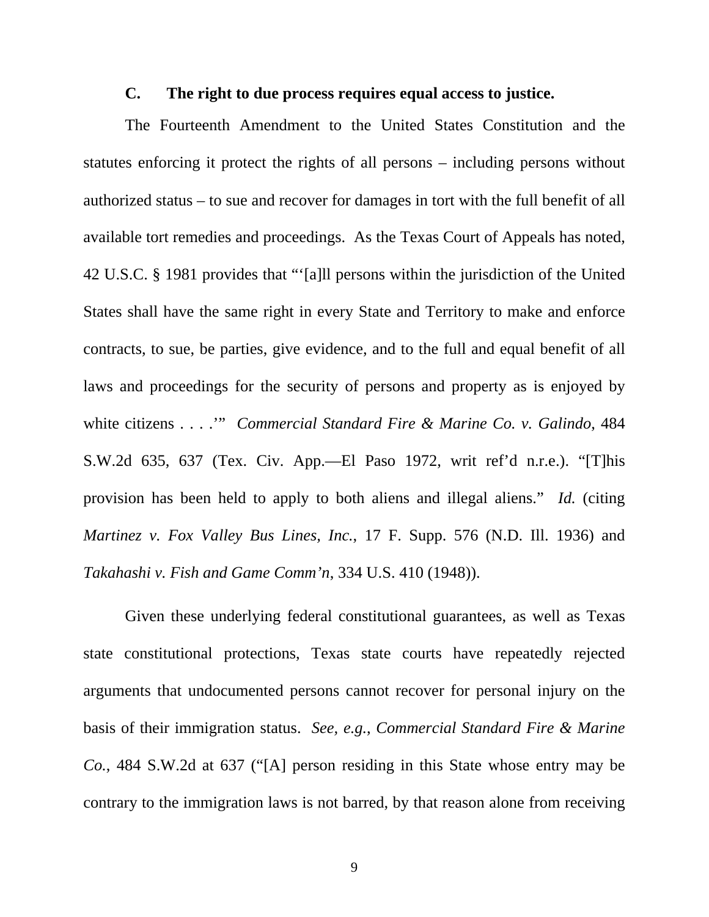### C. The right to due process requires equal access to justice.

The Fourteenth Amendment to the United States Constitution and the statutes enforcing it protect the rights of all persons – including persons without authorized status – to sue and recover for damages in tort with the full benefit of all available tort remedies and proceedings. As the Texas Court of Appeals has noted, 42 U.S.C. § 1981 provides that "'[a]ll persons within the jurisdiction of the United States shall have the same right in every State and Territory to make and enforce contracts, to sue, be parties, give evidence, and to the full and equal benefit of all laws and proceedings for the security of persons and property as is enjoyed by white citizens . . . .'" *Commercial Standard Fire & Marine Co. v. Galindo,* 484 S.W.2d 635, 637 (Tex. Civ. App.—El Paso 1972, writ ref'd n.r.e.). "[T]his provision has been held to apply to both aliens and illegal aliens." *Id.* (citing *Martinez v. Fox Valley Bus Lines, Inc.*, 17 F. Supp. 576 (N.D. Ill. 1936) and *Takahashi v. Fish and Game Comm'n*, 334 U.S. 410 (1948)).

Given these underlying federal constitutional guarantees, as well as Texas state constitutional protections, Texas state courts have repeatedly rejected arguments that undocumented persons cannot recover for personal injury on the basis of their immigration status. *See, e.g.*, *Commercial Standard Fire & Marine Co.*, 484 S.W.2d at 637 ("[A] person residing in this State whose entry may be contrary to the immigration laws is not barred, by that reason alone from receiving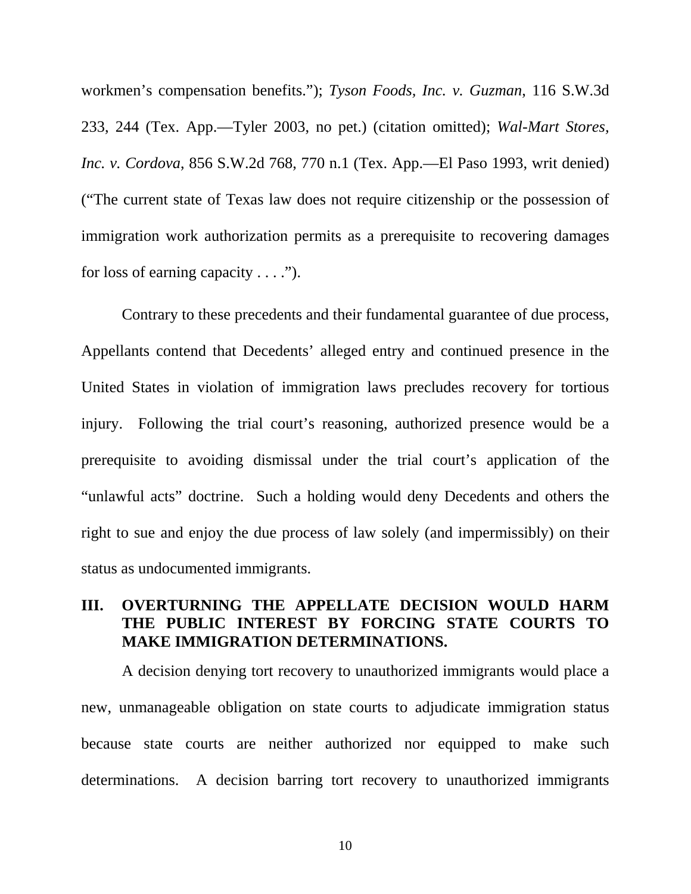workmen's compensation benefits."); *Tyson Foods, Inc. v. Guzman*, 116 S.W.3d 233, 244 (Tex. App.—Tyler 2003, no pet.) (citation omitted); *Wal-Mart Stores, Inc. v. Cordova*, 856 S.W.2d 768, 770 n.1 (Tex. App.—El Paso 1993, writ denied) ("The current state of Texas law does not require citizenship or the possession of immigration work authorization permits as a prerequisite to recovering damages for loss of earning capacity . . . .").

Contrary to these precedents and their fundamental guarantee of due process, Appellants contend that Decedents' alleged entry and continued presence in the United States in violation of immigration laws precludes recovery for tortious injury. Following the trial court's reasoning, authorized presence would be a prerequisite to avoiding dismissal under the trial court's application of the "unlawful acts" doctrine. Such a holding would deny Decedents and others the right to sue and enjoy the due process of law solely (and impermissibly) on their status as undocumented immigrants.

## III. OVERTURNING THE APPELLATE DECISION WOULD HARM THE PUBLIC INTEREST BY FORCING STATE COURTS TO MAKE IMMIGRATION DETERMINATIONS.

A decision denying tort recovery to unauthorized immigrants would place a new, unmanageable obligation on state courts to adjudicate immigration status because state courts are neither authorized nor equipped to make such determinations. A decision barring tort recovery to unauthorized immigrants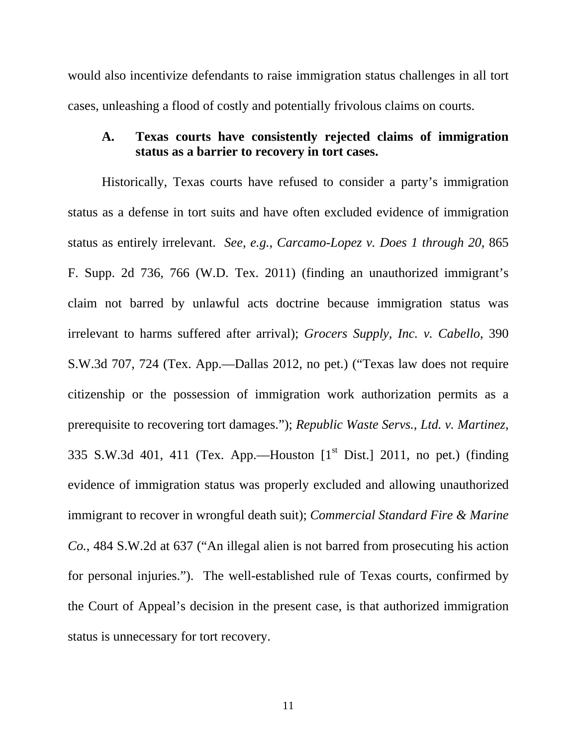would also incentivize defendants to raise immigration status challenges in all tort cases, unleashing a flood of costly and potentially frivolous claims on courts.

### A. Texas courts have consistently rejected claims of immigration status as a barrier to recovery in tort cases.

Historically, Texas courts have refused to consider a party's immigration status as a defense in tort suits and have often excluded evidence of immigration status as entirely irrelevant. *See, e.g.*, *Carcamo-Lopez v. Does 1 through 20*, 865 F. Supp. 2d 736, 766 (W.D. Tex. 2011) (finding an unauthorized immigrant's claim not barred by unlawful acts doctrine because immigration status was irrelevant to harms suffered after arrival); *Grocers Supply, Inc. v. Cabello*, 390 S.W.3d 707, 724 (Tex. App.—Dallas 2012, no pet.) ("Texas law does not require citizenship or the possession of immigration work authorization permits as a prerequisite to recovering tort damages."); *Republic Waste Servs., Ltd. v. Martinez*, 335 S.W.3d 401, 411 (Tex. App.—Houston [1st Dist.] 2011, no pet.) (finding evidence of immigration status was properly excluded and allowing unauthorized immigrant to recover in wrongful death suit); *Commercial Standard Fire & Marine Co.*, 484 S.W.2d at 637 ("An illegal alien is not barred from prosecuting his action for personal injuries."). The well-established rule of Texas courts, confirmed by the Court of Appeal's decision in the present case, is that authorized immigration status is unnecessary for tort recovery.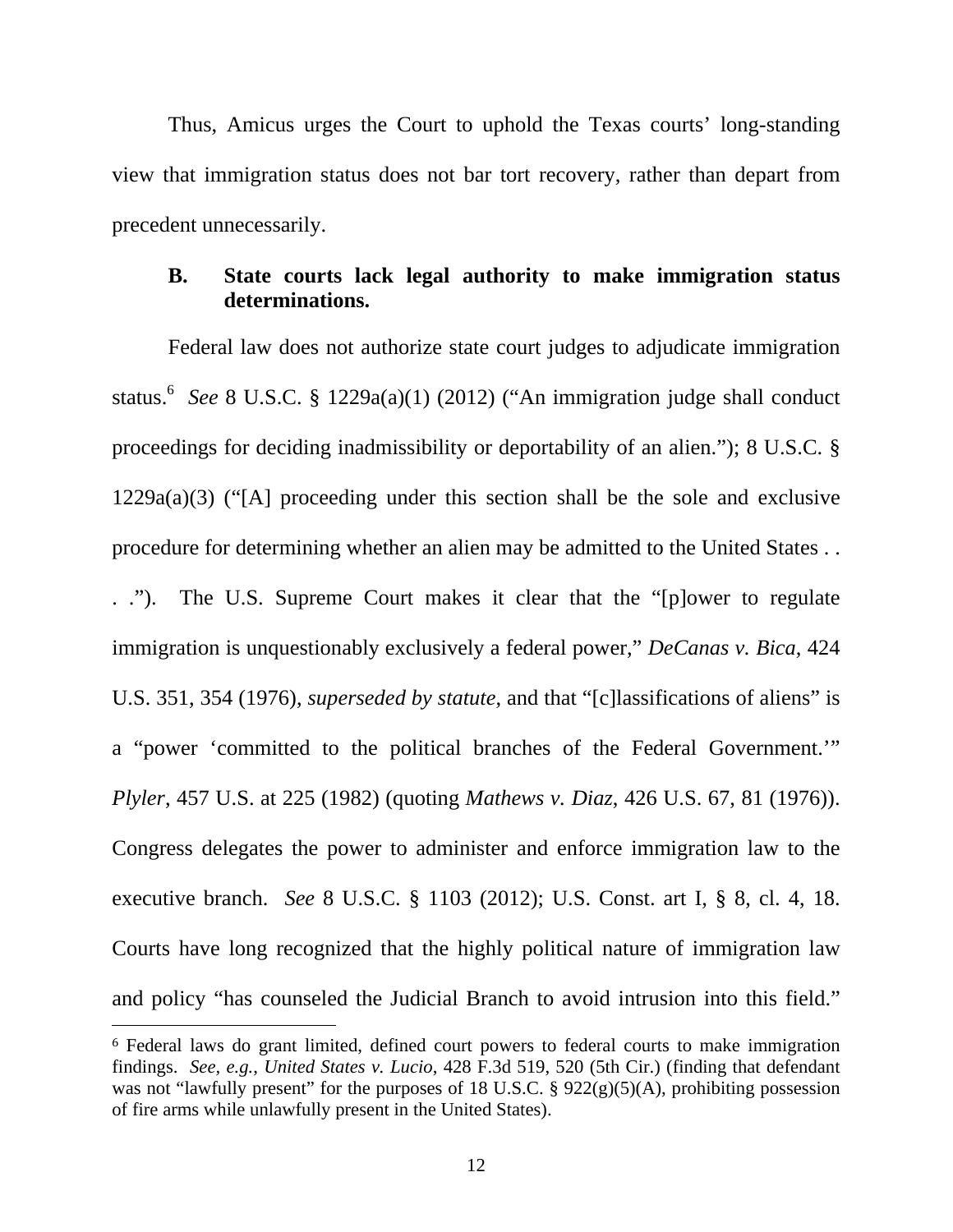Thus, Amicus urges the Court to uphold the Texas courts' long-standing view that immigration status does not bar tort recovery, rather than depart from precedent unnecessarily.

### B. State courts lack legal authority to make immigration status determinations.

Federal law does not authorize state court judges to adjudicate immigration status.[6] *See* 8 U.S.C. § 1229a(a)(1) (2012) ("An immigration judge shall conduct proceedings for deciding inadmissibility or deportability of an alien."); 8 U.S.C. § 1229a(a)(3) ("[A] proceeding under this section shall be the sole and exclusive procedure for determining whether an alien may be admitted to the United States . . . ."). The U.S. Supreme Court makes it clear that the "[p]ower to regulate immigration is unquestionably exclusively a federal power," *DeCanas v. Bica*, 424 U.S. 351, 354 (1976), *superseded by statute*, and that "[c]lassifications of aliens" is a "power 'committed to the political branches of the Federal Government.'" *Plyler*, 457 U.S. at 225 (1982) (quoting *Mathews v. Diaz*, 426 U.S. 67, 81 (1976)). Congress delegates the power to administer and enforce immigration law to the executive branch. *See* 8 U.S.C. § 1103 (2012); U.S. Const. art I, § 8, cl. 4, 18. Courts have long recognized that the highly political nature of immigration law and policy "has counseled the Judicial Branch to avoid intrusion into this field."

---

[6] Federal laws do grant limited, defined court powers to federal courts to make immigration findings. *See, e.g.*, *United States v. Lucio*, 428 F.3d 519, 520 (5th Cir.) (finding that defendant was not "lawfully present" for the purposes of 18 U.S.C. § 922(g)(5)(A), prohibiting possession of fire arms while unlawfully present in the United States).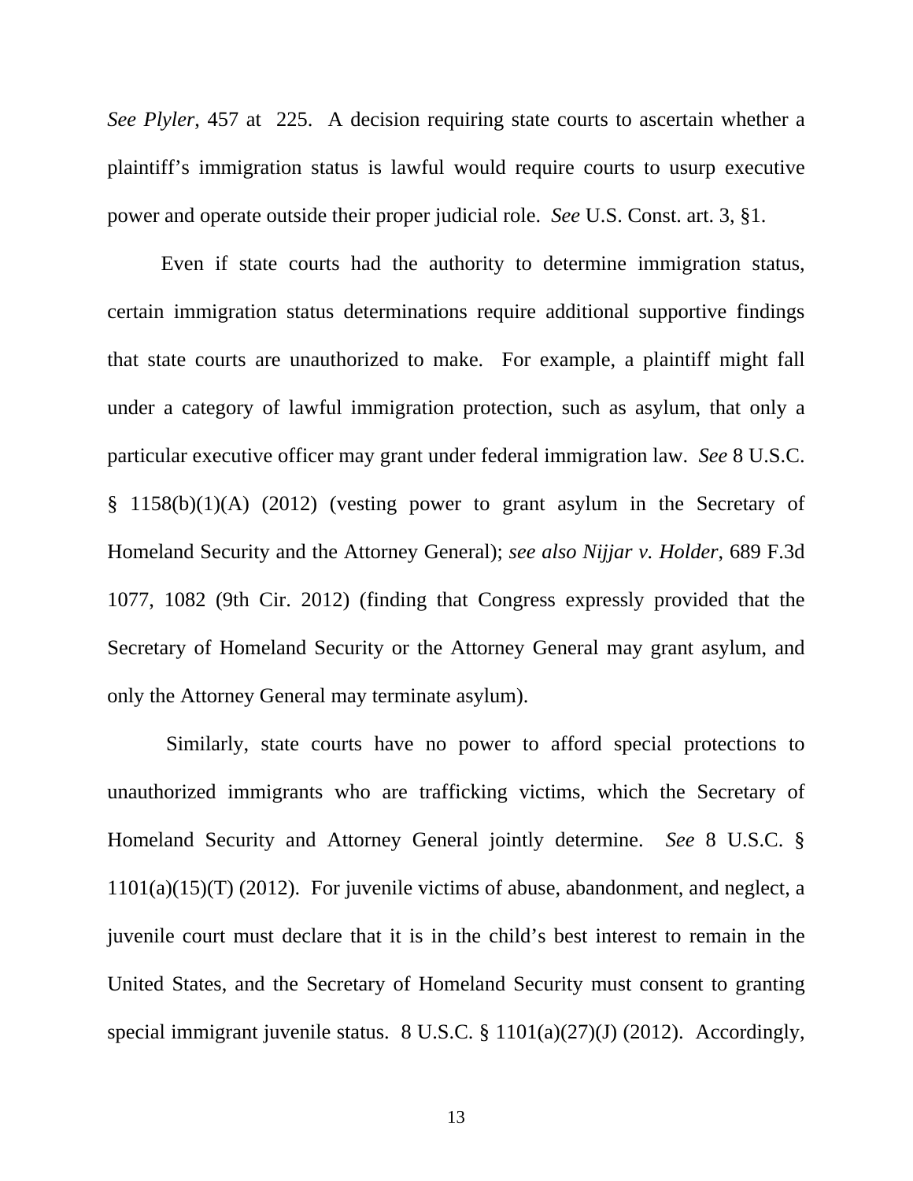*See Plyler*, 457 at 225. A decision requiring state courts to ascertain whether a plaintiff's immigration status is lawful would require courts to usurp executive power and operate outside their proper judicial role. *See* U.S. Const. art. 3, §1.

Even if state courts had the authority to determine immigration status, certain immigration status determinations require additional supportive findings that state courts are unauthorized to make. For example, a plaintiff might fall under a category of lawful immigration protection, such as asylum, that only a particular executive officer may grant under federal immigration law. *See* 8 U.S.C. § 1158(b)(1)(A) (2012) (vesting power to grant asylum in the Secretary of Homeland Security and the Attorney General); *see also Nijjar v. Holder*, 689 F.3d 1077, 1082 (9th Cir. 2012) (finding that Congress expressly provided that the Secretary of Homeland Security or the Attorney General may grant asylum, and only the Attorney General may terminate asylum).

Similarly, state courts have no power to afford special protections to unauthorized immigrants who are trafficking victims, which the Secretary of Homeland Security and Attorney General jointly determine. *See* 8 U.S.C. § 1101(a)(15)(T) (2012). For juvenile victims of abuse, abandonment, and neglect, a juvenile court must declare that it is in the child's best interest to remain in the United States, and the Secretary of Homeland Security must consent to granting special immigrant juvenile status. 8 U.S.C. § 1101(a)(27)(J) (2012). Accordingly,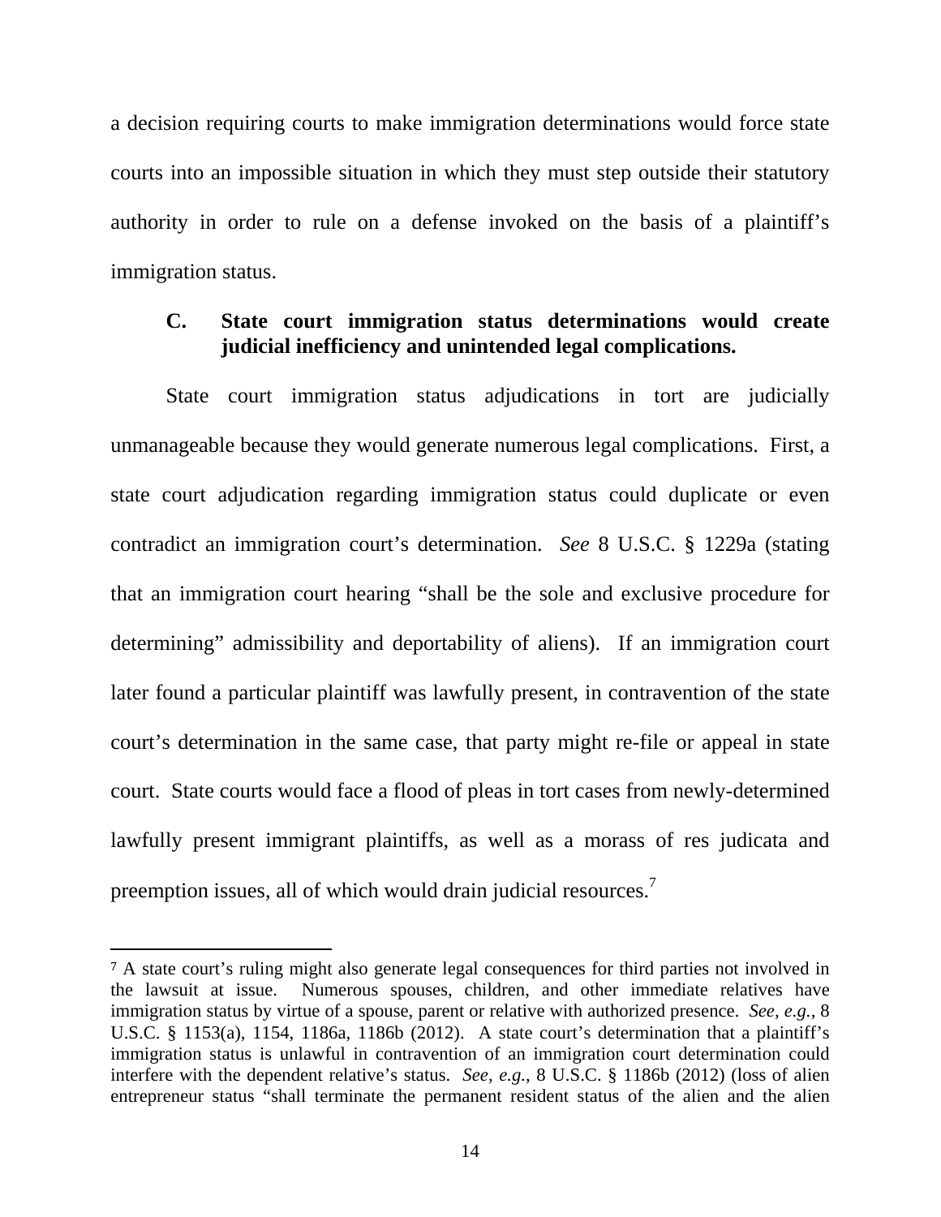a decision requiring courts to make immigration determinations would force state courts into an impossible situation in which they must step outside their statutory authority in order to rule on a defense invoked on the basis of a plaintiff's immigration status.

### C. State court immigration status determinations would create judicial inefficiency and unintended legal complications.

State court immigration status adjudications in tort are judicially unmanageable because they would generate numerous legal complications. First, a state court adjudication regarding immigration status could duplicate or even contradict an immigration court's determination. *See* 8 U.S.C. § 1229a (stating that an immigration court hearing "shall be the sole and exclusive procedure for determining" admissibility and deportability of aliens). If an immigration court later found a particular plaintiff was lawfully present, in contravention of the state court's determination in the same case, that party might re-file or appeal in state court. State courts would face a flood of pleas in tort cases from newly-determined lawfully present immigrant plaintiffs, as well as a morass of res judicata and preemption issues, all of which would drain judicial resources.[7]

---

[7] A state court's ruling might also generate legal consequences for third parties not involved in the lawsuit at issue. Numerous spouses, children, and other immediate relatives have immigration status by virtue of a spouse, parent or relative with authorized presence. *See, e.g.*, 8 U.S.C. § 1153(a), 1154, 1186a, 1186b (2012). A state court's determination that a plaintiff's immigration status is unlawful in contravention of an immigration court determination could interfere with the dependent relative's status. *See, e.g.*, 8 U.S.C. § 1186b (2012) (loss of alien entrepreneur status "shall terminate the permanent resident status of the alien and the alien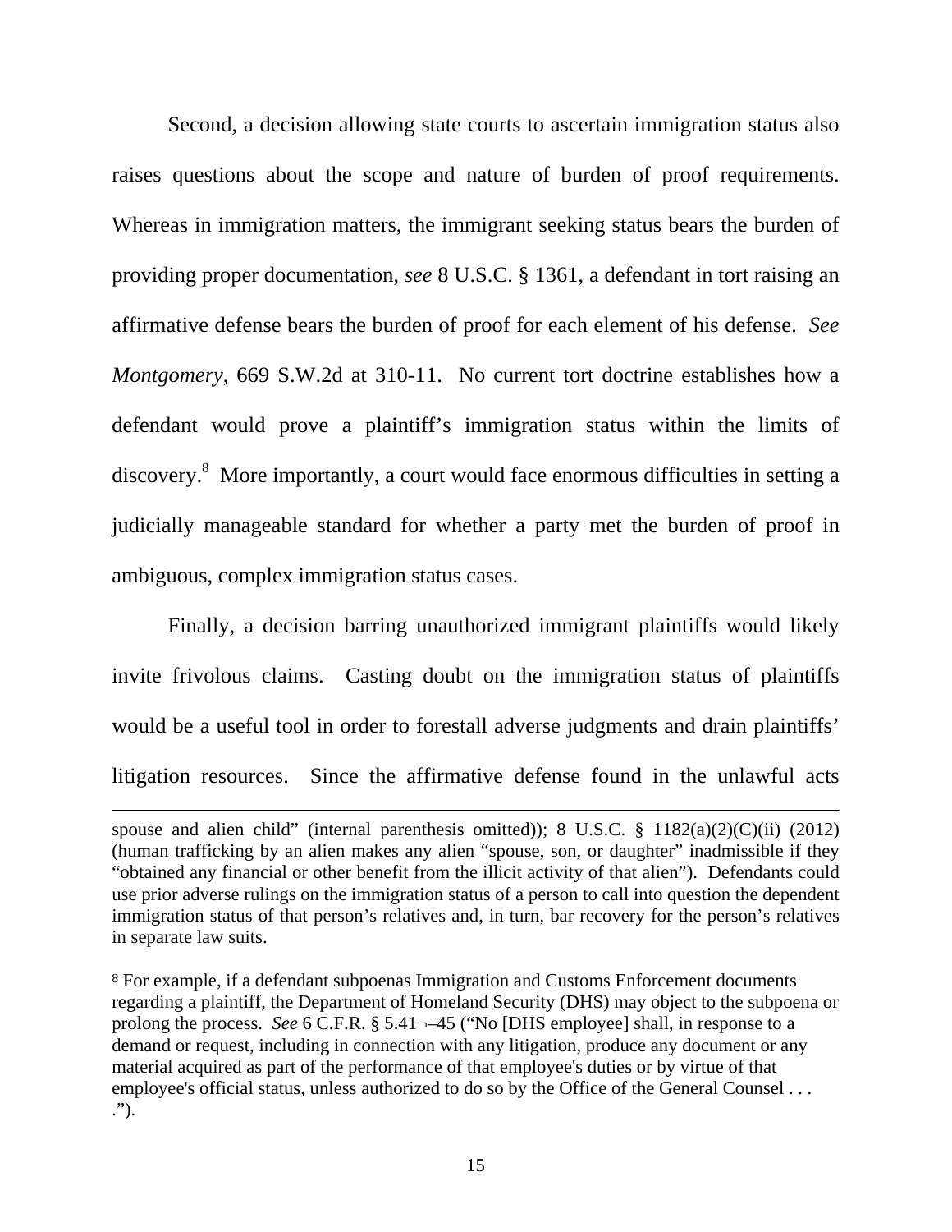Second, a decision allowing state courts to ascertain immigration status also raises questions about the scope and nature of burden of proof requirements. Whereas in immigration matters, the immigrant seeking status bears the burden of providing proper documentation, *see* 8 U.S.C. § 1361, a defendant in tort raising an affirmative defense bears the burden of proof for each element of his defense. *See Montgomery*, 669 S.W.2d at 310-11. No current tort doctrine establishes how a defendant would prove a plaintiff's immigration status within the limits of discovery.[8] More importantly, a court would face enormous difficulties in setting a judicially manageable standard for whether a party met the burden of proof in ambiguous, complex immigration status cases.

Finally, a decision barring unauthorized immigrant plaintiffs would likely invite frivolous claims. Casting doubt on the immigration status of plaintiffs would be a useful tool in order to forestall adverse judgments and drain plaintiffs' litigation resources. Since the affirmative defense found in the unlawful acts

---

spouse and alien child" (internal parenthesis omitted)); 8 U.S.C. § 1182(a)(2)(C)(ii) (2012) (human trafficking by an alien makes any alien "spouse, son, or daughter" inadmissible if they "obtained any financial or other benefit from the illicit activity of that alien"). Defendants could use prior adverse rulings on the immigration status of a person to call into question the dependent immigration status of that person's relatives and, in turn, bar recovery for the person's relatives in separate law suits.

[8] For example, if a defendant subpoenas Immigration and Customs Enforcement documents regarding a plaintiff, the Department of Homeland Security (DHS) may object to the subpoena or prolong the process. *See* 6 C.F.R. § 5.41¬–45 ("No [DHS employee] shall, in response to a demand or request, including in connection with any litigation, produce any document or any material acquired as part of the performance of that employee's duties or by virtue of that employee's official status, unless authorized to do so by the Office of the General Counsel . . . .").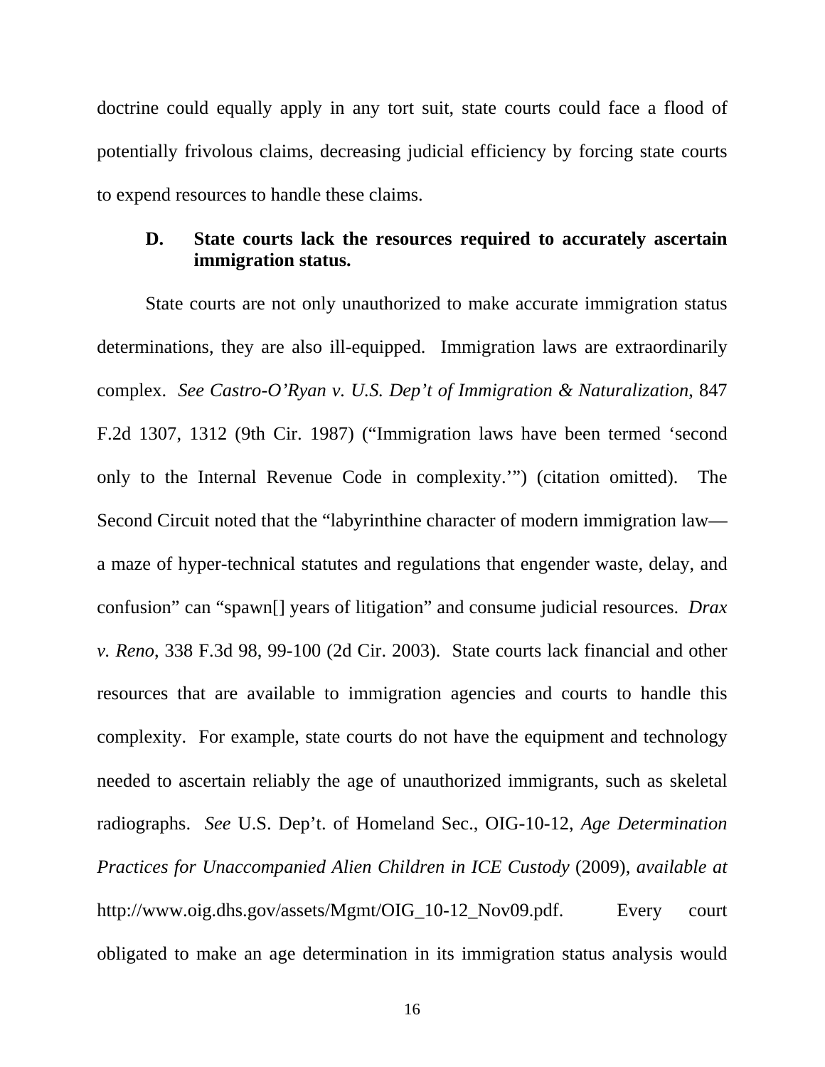doctrine could equally apply in any tort suit, state courts could face a flood of potentially frivolous claims, decreasing judicial efficiency by forcing state courts to expend resources to handle these claims.

### D. State courts lack the resources required to accurately ascertain immigration status.

State courts are not only unauthorized to make accurate immigration status determinations, they are also ill-equipped. Immigration laws are extraordinarily complex. *See Castro-O'Ryan v. U.S. Dep't of Immigration & Naturalization*, 847 F.2d 1307, 1312 (9th Cir. 1987) ("Immigration laws have been termed 'second only to the Internal Revenue Code in complexity.'") (citation omitted). The Second Circuit noted that the "labyrinthine character of modern immigration law—a maze of hyper-technical statutes and regulations that engender waste, delay, and confusion" can "spawn[] years of litigation" and consume judicial resources. *Drax v. Reno*, 338 F.3d 98, 99-100 (2d Cir. 2003). State courts lack financial and other resources that are available to immigration agencies and courts to handle this complexity. For example, state courts do not have the equipment and technology needed to ascertain reliably the age of unauthorized immigrants, such as skeletal radiographs. *See* U.S. Dep't. of Homeland Sec., OIG-10-12, *Age Determination Practices for Unaccompanied Alien Children in ICE Custody* (2009), *available at* http://www.oig.dhs.gov/assets/Mgmt/OIG_10-12_Nov09.pdf. Every court obligated to make an age determination in its immigration status analysis would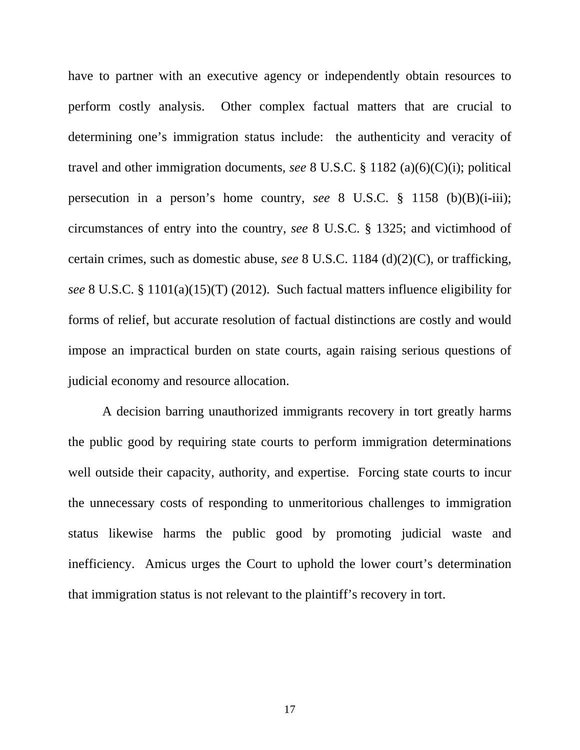have to partner with an executive agency or independently obtain resources to perform costly analysis. Other complex factual matters that are crucial to determining one's immigration status include: the authenticity and veracity of travel and other immigration documents, *see* 8 U.S.C. § 1182 (a)(6)(C)(i); political persecution in a person's home country, *see* 8 U.S.C. § 1158 (b)(B)(i-iii); circumstances of entry into the country, *see* 8 U.S.C. § 1325; and victimhood of certain crimes, such as domestic abuse, *see* 8 U.S.C. 1184 (d)(2)(C), or trafficking, *see* 8 U.S.C. § 1101(a)(15)(T) (2012). Such factual matters influence eligibility for forms of relief, but accurate resolution of factual distinctions are costly and would impose an impractical burden on state courts, again raising serious questions of judicial economy and resource allocation.

A decision barring unauthorized immigrants recovery in tort greatly harms the public good by requiring state courts to perform immigration determinations well outside their capacity, authority, and expertise. Forcing state courts to incur the unnecessary costs of responding to unmeritorious challenges to immigration status likewise harms the public good by promoting judicial waste and inefficiency. Amicus urges the Court to uphold the lower court's determination that immigration status is not relevant to the plaintiff's recovery in tort.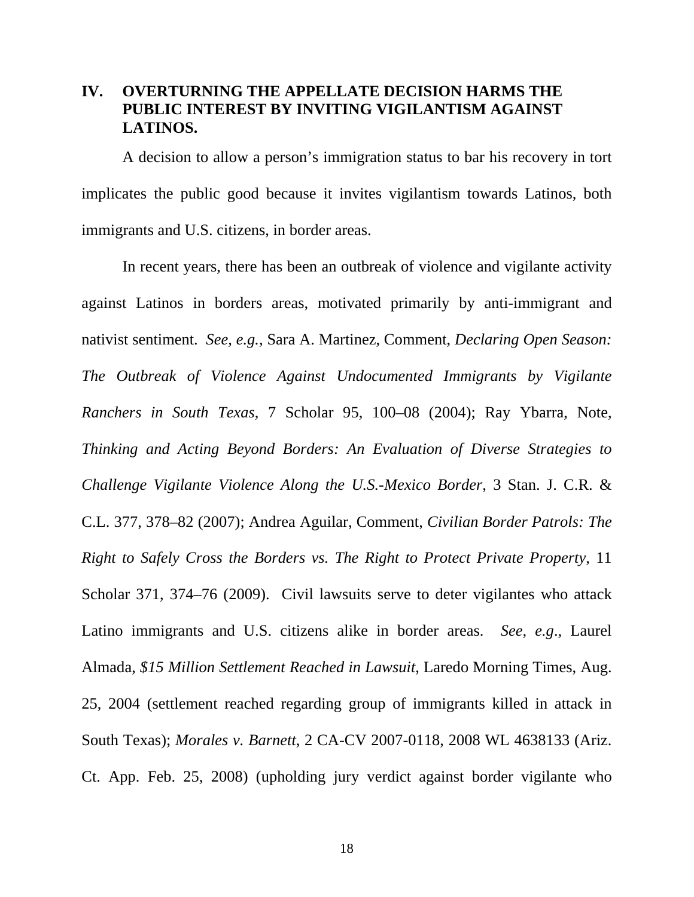## IV. OVERTURNING THE APPELLATE DECISION HARMS THE PUBLIC INTEREST BY INVITING VIGILANTISM AGAINST LATINOS.

A decision to allow a person's immigration status to bar his recovery in tort implicates the public good because it invites vigilantism towards Latinos, both immigrants and U.S. citizens, in border areas.

In recent years, there has been an outbreak of violence and vigilante activity against Latinos in borders areas, motivated primarily by anti-immigrant and nativist sentiment. *See, e.g.*, Sara A. Martinez, Comment, *Declaring Open Season: The Outbreak of Violence Against Undocumented Immigrants by Vigilante Ranchers in South Texas*, 7 Scholar 95, 100–08 (2004); Ray Ybarra, Note, *Thinking and Acting Beyond Borders: An Evaluation of Diverse Strategies to Challenge Vigilante Violence Along the U.S.-Mexico Border*, 3 Stan. J. C.R. & C.L. 377, 378–82 (2007); Andrea Aguilar, Comment, *Civilian Border Patrols: The Right to Safely Cross the Borders vs. The Right to Protect Private Property*, 11 Scholar 371, 374–76 (2009). Civil lawsuits serve to deter vigilantes who attack Latino immigrants and U.S. citizens alike in border areas. *See, e.g.*, Laurel Almada, *$15 Million Settlement Reached in Lawsuit*, Laredo Morning Times, Aug. 25, 2004 (settlement reached regarding group of immigrants killed in attack in South Texas); *Morales v. Barnett*, 2 CA-CV 2007-0118, 2008 WL 4638133 (Ariz. Ct. App. Feb. 25, 2008) (upholding jury verdict against border vigilante who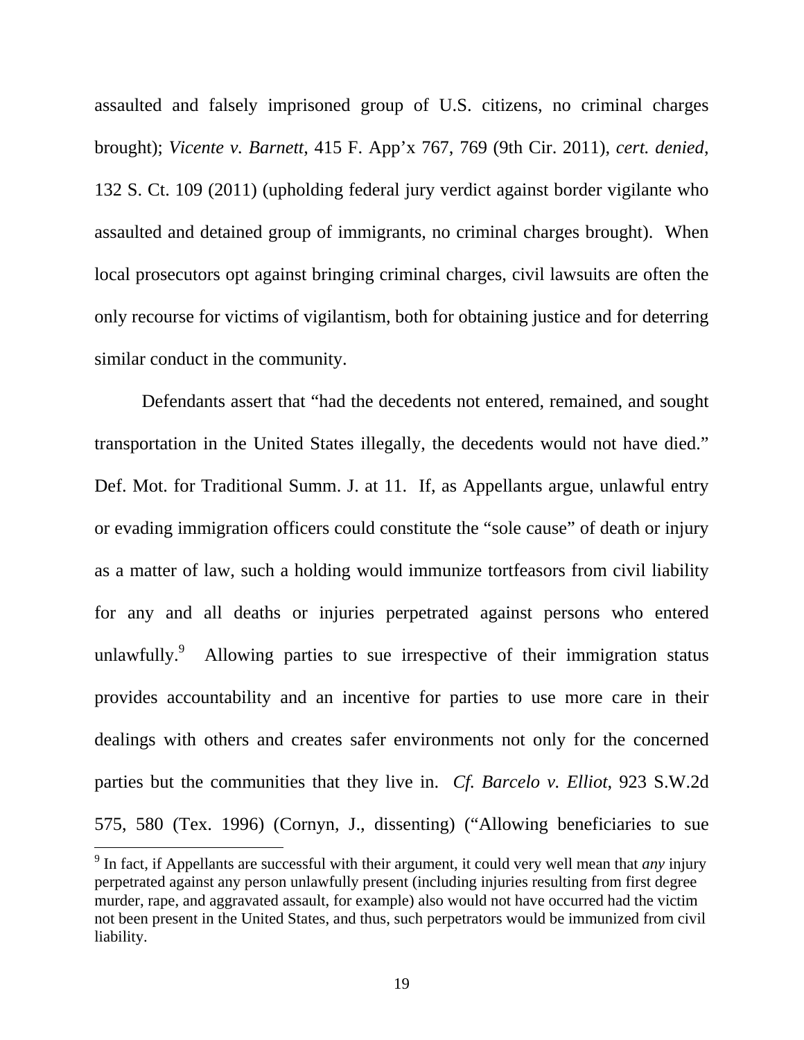assaulted and falsely imprisoned group of U.S. citizens, no criminal charges brought); *Vicente v. Barnett*, 415 F. App'x 767, 769 (9th Cir. 2011), *cert. denied*, 132 S. Ct. 109 (2011) (upholding federal jury verdict against border vigilante who assaulted and detained group of immigrants, no criminal charges brought). When local prosecutors opt against bringing criminal charges, civil lawsuits are often the only recourse for victims of vigilantism, both for obtaining justice and for deterring similar conduct in the community.

Defendants assert that "had the decedents not entered, remained, and sought transportation in the United States illegally, the decedents would not have died." Def. Mot. for Traditional Summ. J. at 11. If, as Appellants argue, unlawful entry or evading immigration officers could constitute the "sole cause" of death or injury as a matter of law, such a holding would immunize tortfeasors from civil liability for any and all deaths or injuries perpetrated against persons who entered unlawfully.[9] Allowing parties to sue irrespective of their immigration status provides accountability and an incentive for parties to use more care in their dealings with others and creates safer environments not only for the concerned parties but the communities that they live in. *Cf. Barcelo v. Elliot*, 923 S.W.2d 575, 580 (Tex. 1996) (Cornyn, J., dissenting) ("Allowing beneficiaries to sue

[9] In fact, if Appellants are successful with their argument, it could very well mean that *any* injury perpetrated against any person unlawfully present (including injuries resulting from first degree murder, rape, and aggravated assault, for example) also would not have occurred had the victim not been present in the United States, and thus, such perpetrators would be immunized from civil liability.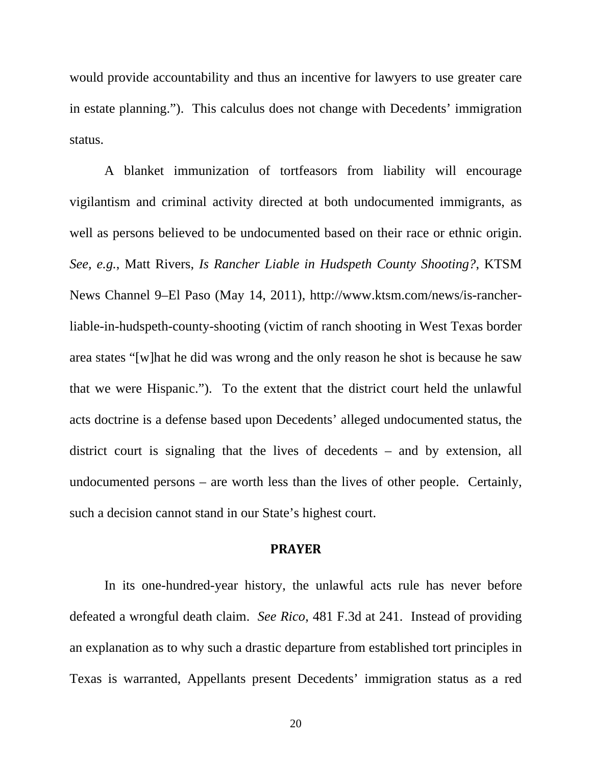would provide accountability and thus an incentive for lawyers to use greater care in estate planning."). This calculus does not change with Decedents' immigration status.

A blanket immunization of tortfeasors from liability will encourage vigilantism and criminal activity directed at both undocumented immigrants, as well as persons believed to be undocumented based on their race or ethnic origin. *See, e.g.*, Matt Rivers, *Is Rancher Liable in Hudspeth County Shooting?*, KTSM News Channel 9–El Paso (May 14, 2011), http://www.ktsm.com/news/is-rancher-liable-in-hudspeth-county-shooting (victim of ranch shooting in West Texas border area states "[w]hat he did was wrong and the only reason he shot is because he saw that we were Hispanic."). To the extent that the district court held the unlawful acts doctrine is a defense based upon Decedents' alleged undocumented status, the district court is signaling that the lives of decedents – and by extension, all undocumented persons – are worth less than the lives of other people. Certainly, such a decision cannot stand in our State's highest court.

## PRAYER

In its one-hundred-year history, the unlawful acts rule has never before defeated a wrongful death claim. *See Rico*, 481 F.3d at 241. Instead of providing an explanation as to why such a drastic departure from established tort principles in Texas is warranted, Appellants present Decedents' immigration status as a red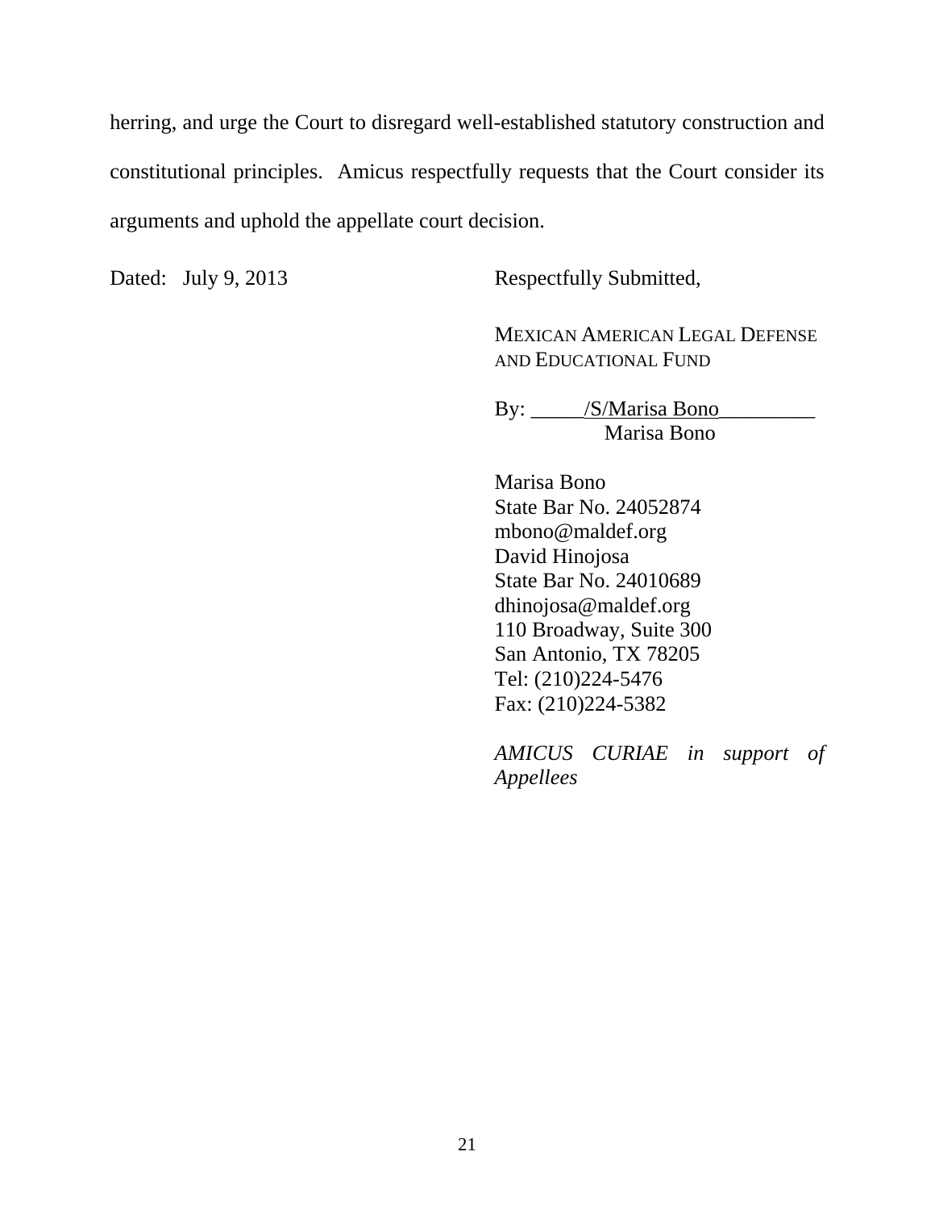herring, and urge the Court to disregard well-established statutory construction and constitutional principles. Amicus respectfully requests that the Court consider its arguments and uphold the appellate court decision.

Dated: July 9, 2013

Respectfully Submitted,

MEXICAN AMERICAN LEGAL DEFENSE AND EDUCATIONAL FUND

By: _____/S/Marisa Bono_________
Marisa Bono

Marisa Bono
State Bar No. 24052874
mbono@maldef.org
David Hinojosa
State Bar No. 24010689
dhinojosa@maldef.org
110 Broadway, Suite 300
San Antonio, TX 78205
Tel: (210)224-5476
Fax: (210)224-5382

*AMICUS CURIAE in support of Appellees*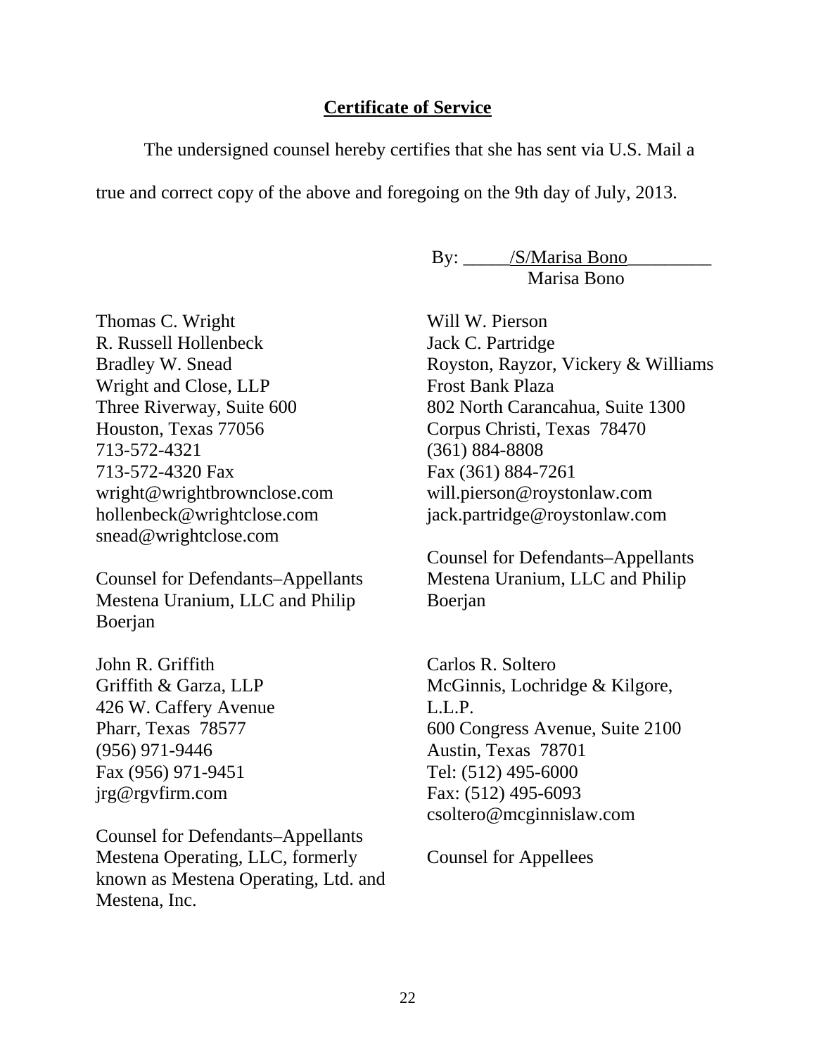## Certificate of Service

The undersigned counsel hereby certifies that she has sent via U.S. Mail a true and correct copy of the above and foregoing on the 9th day of July, 2013.

By: _____/S/Marisa Bono_________
Marisa Bono

Thomas C. Wright
R. Russell Hollenbeck
Bradley W. Snead
Wright and Close, LLP
Three Riverway, Suite 600
Houston, Texas 77056
713-572-4321
713-572-4320 Fax
wright@wrightbrownclose.com
hollenbeck@wrightclose.com
snead@wrightclose.com

Counsel for Defendants–Appellants Mestena Uranium, LLC and Philip Boerjan

Will W. Pierson
Jack C. Partridge
Royston, Rayzor, Vickery & Williams
Frost Bank Plaza
802 North Carancahua, Suite 1300
Corpus Christi, Texas 78470
(361) 884-8808
Fax (361) 884-7261
will.pierson@roystonlaw.com
jack.partridge@roystonlaw.com

Counsel for Defendants–Appellants Mestena Uranium, LLC and Philip Boerjan

John R. Griffith
Griffith & Garza, LLP
426 W. Caffery Avenue
Pharr, Texas 78577
(956) 971-9446
Fax (956) 971-9451
jrg@rgvfirm.com

Counsel for Defendants–Appellants Mestena Operating, LLC, formerly known as Mestena Operating, Ltd. and Mestena, Inc.

Carlos R. Soltero
McGinnis, Lochridge & Kilgore, L.L.P.
600 Congress Avenue, Suite 2100
Austin, Texas 78701
Tel: (512) 495-6000
Fax: (512) 495-6093
csoltero@mcginnislaw.com

Counsel for Appellees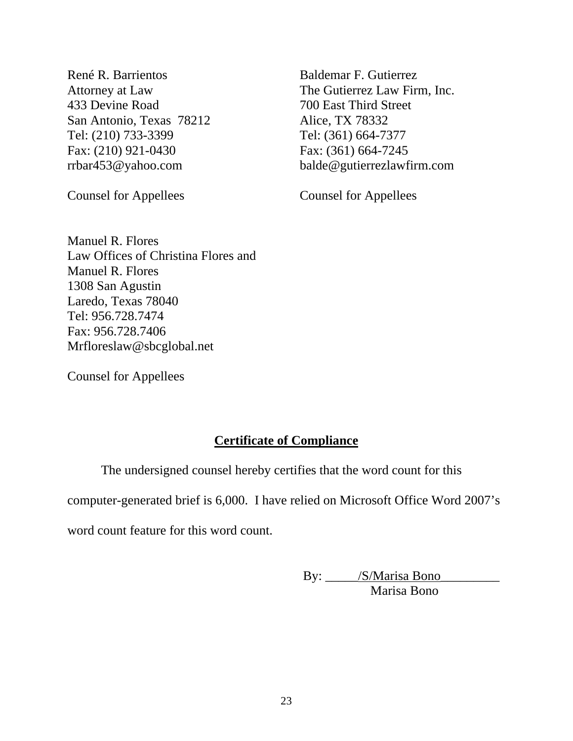René R. Barrientos
Attorney at Law
433 Devine Road
San Antonio, Texas 78212
Tel: (210) 733-3399
Fax: (210) 921-0430
rrbar453@yahoo.com

Counsel for Appellees

Baldemar F. Gutierrez
The Gutierrez Law Firm, Inc.
700 East Third Street
Alice, TX 78332
Tel: (361) 664-7377
Fax: (361) 664-7245
balde@gutierrezlawfirm.com

Counsel for Appellees

Manuel R. Flores
Law Offices of Christina Flores and
Manuel R. Flores
1308 San Agustin
Laredo, Texas 78040
Tel: 956.728.7474
Fax: 956.728.7406
Mrfloreslaw@sbcglobal.net

Counsel for Appellees

## Certificate of Compliance

The undersigned counsel hereby certifies that the word count for this computer-generated brief is 6,000. I have relied on Microsoft Office Word 2007's word count feature for this word count.

By: _____/S/Marisa Bono_________
Marisa Bono